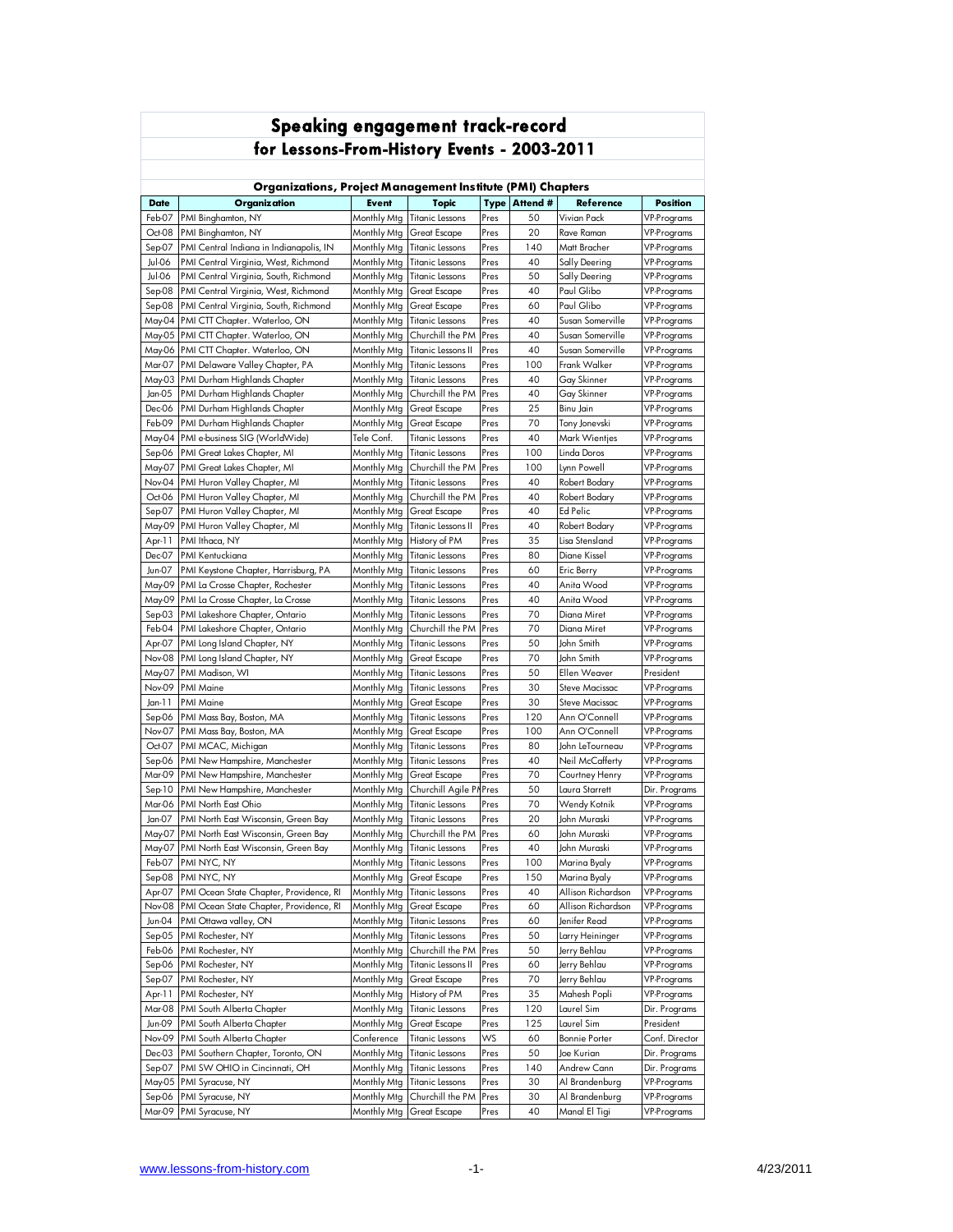# Speaking engagement track-record
## for Lessons-From-History Events - 2003-2011

### Organizations, Project Management Institute (PMI) Chapters

| Date | Organization | Event | Topic | Type | Attend # | Reference | Position |
|---|---|---|---|---|---|---|---|
| Feb-07 | PMI Binghamton, NY | Monthly Mtg | Titanic Lessons | Pres | 50 | Vivian Pack | VP-Programs |
| Oct-08 | PMI Binghamton, NY | Monthly Mtg | Great Escape | Pres | 20 | Rave Raman | VP-Programs |
| Sep-07 | PMI Central Indiana in Indianapolis, IN | Monthly Mtg | Titanic Lessons | Pres | 140 | Matt Bracher | VP-Programs |
| Jul-06 | PMI Central Virginia, West, Richmond | Monthly Mtg | Titanic Lessons | Pres | 40 | Sally Deering | VP-Programs |
| Jul-06 | PMI Central Virginia, South, Richmond | Monthly Mtg | Titanic Lessons | Pres | 50 | Sally Deering | VP-Programs |
| Sep-08 | PMI Central Virginia, West, Richmond | Monthly Mtg | Great Escape | Pres | 40 | Paul Glibo | VP-Programs |
| Sep-08 | PMI Central Virginia, South, Richmond | Monthly Mtg | Great Escape | Pres | 60 | Paul Glibo | VP-Programs |
| May-04 | PMI CTT Chapter. Waterloo, ON | Monthly Mtg | Titanic Lessons | Pres | 40 | Susan Somerville | VP-Programs |
| May-05 | PMI CTT Chapter. Waterloo, ON | Monthly Mtg | Churchill the PM | Pres | 40 | Susan Somerville | VP-Programs |
| May-06 | PMI CTT Chapter. Waterloo, ON | Monthly Mtg | Titanic Lessons II | Pres | 40 | Susan Somerville | VP-Programs |
| Mar-07 | PMI Delaware Valley Chapter, PA | Monthly Mtg | Titanic Lessons | Pres | 100 | Frank Walker | VP-Programs |
| May-03 | PMI Durham Highlands Chapter | Monthly Mtg | Titanic Lessons | Pres | 40 | Gay Skinner | VP-Programs |
| Jan-05 | PMI Durham Highlands Chapter | Monthly Mtg | Churchill the PM | Pres | 40 | Gay Skinner | VP-Programs |
| Dec-06 | PMI Durham Highlands Chapter | Monthly Mtg | Great Escape | Pres | 25 | Binu Jain | VP-Programs |
| Feb-09 | PMI Durham Highlands Chapter | Monthly Mtg | Great Escape | Pres | 70 | Tony Jonevski | VP-Programs |
| May-04 | PMI e-business SIG (WorldWide) | Tele Conf. | Titanic Lessons | Pres | 40 | Mark Wientjes | VP-Programs |
| Sep-06 | PMI Great Lakes Chapter, MI | Monthly Mtg | Titanic Lessons | Pres | 100 | Linda Doros | VP-Programs |
| May-07 | PMI Great Lakes Chapter, MI | Monthly Mtg | Churchill the PM | Pres | 100 | Lynn Powell | VP-Programs |
| Nov-04 | PMI Huron Valley Chapter, MI | Monthly Mtg | Titanic Lessons | Pres | 40 | Robert Bodary | VP-Programs |
| Oct-06 | PMI Huron Valley Chapter, MI | Monthly Mtg | Churchill the PM | Pres | 40 | Robert Bodary | VP-Programs |
| Sep-07 | PMI Huron Valley Chapter, MI | Monthly Mtg | Great Escape | Pres | 40 | Ed Pelic | VP-Programs |
| May-09 | PMI Huron Valley Chapter, MI | Monthly Mtg | Titanic Lessons II | Pres | 40 | Robert Bodary | VP-Programs |
| Apr-11 | PMI Ithaca, NY | Monthly Mtg | History of PM | Pres | 35 | Lisa Stensland | VP-Programs |
| Dec-07 | PMI Kentuckiana | Monthly Mtg | Titanic Lessons | Pres | 80 | Diane Kissel | VP-Programs |
| Jun-07 | PMI Keystone Chapter, Harrisburg, PA | Monthly Mtg | Titanic Lessons | Pres | 60 | Eric Berry | VP-Programs |
| May-09 | PMI La Crosse Chapter, Rochester | Monthly Mtg | Titanic Lessons | Pres | 40 | Anita Wood | VP-Programs |
| May-09 | PMI La Crosse Chapter, La Crosse | Monthly Mtg | Titanic Lessons | Pres | 40 | Anita Wood | VP-Programs |
| Sep-03 | PMI Lakeshore Chapter, Ontario | Monthly Mtg | Titanic Lessons | Pres | 70 | Diana Miret | VP-Programs |
| Feb-04 | PMI Lakeshore Chapter, Ontario | Monthly Mtg | Churchill the PM | Pres | 70 | Diana Miret | VP-Programs |
| Apr-07 | PMI Long Island Chapter, NY | Monthly Mtg | Titanic Lessons | Pres | 50 | John Smith | VP-Programs |
| Nov-08 | PMI Long Island Chapter, NY | Monthly Mtg | Great Escape | Pres | 70 | John Smith | VP-Programs |
| May-07 | PMI Madison, WI | Monthly Mtg | Titanic Lessons | Pres | 50 | Ellen Weaver | President |
| Nov-09 | PMI Maine | Monthly Mtg | Titanic Lessons | Pres | 30 | Steve Macissac | VP-Programs |
| Jan-11 | PMI Maine | Monthly Mtg | Great Escape | Pres | 30 | Steve Macissac | VP-Programs |
| Sep-06 | PMI Mass Bay, Boston, MA | Monthly Mtg | Titanic Lessons | Pres | 120 | Ann O'Connell | VP-Programs |
| Nov-07 | PMI Mass Bay, Boston, MA | Monthly Mtg | Great Escape | Pres | 100 | Ann O'Connell | VP-Programs |
| Oct-07 | PMI MCAC, Michigan | Monthly Mtg | Titanic Lessons | Pres | 80 | John LeTourneau | VP-Programs |
| Sep-06 | PMI New Hampshire, Manchester | Monthly Mtg | Titanic Lessons | Pres | 40 | Neil McCafferty | VP-Programs |
| Mar-09 | PMI New Hampshire, Manchester | Monthly Mtg | Great Escape | Pres | 70 | Courtney Henry | VP-Programs |
| Sep-10 | PMI New Hampshire, Manchester | Monthly Mtg | Churchill Agile PM | Pres | 50 | Laura Starrett | Dir. Programs |
| Mar-06 | PMI North East Ohio | Monthly Mtg | Titanic Lessons | Pres | 70 | Wendy Kotnik | VP-Programs |
| Jan-07 | PMI North East Wisconsin, Green Bay | Monthly Mtg | Titanic Lessons | Pres | 20 | John Muraski | VP-Programs |
| May-07 | PMI North East Wisconsin, Green Bay | Monthly Mtg | Churchill the PM | Pres | 60 | John Muraski | VP-Programs |
| May-07 | PMI North East Wisconsin, Green Bay | Monthly Mtg | Titanic Lessons | Pres | 40 | John Muraski | VP-Programs |
| Feb-07 | PMI NYC, NY | Monthly Mtg | Titanic Lessons | Pres | 100 | Marina Byaly | VP-Programs |
| Sep-08 | PMI NYC, NY | Monthly Mtg | Great Escape | Pres | 150 | Marina Byaly | VP-Programs |
| Apr-07 | PMI Ocean State Chapter, Providence, RI | Monthly Mtg | Titanic Lessons | Pres | 40 | Allison Richardson | VP-Programs |
| Nov-08 | PMI Ocean State Chapter, Providence, RI | Monthly Mtg | Great Escape | Pres | 60 | Allison Richardson | VP-Programs |
| Jun-04 | PMI Ottawa valley, ON | Monthly Mtg | Titanic Lessons | Pres | 60 | Jenifer Read | VP-Programs |
| Sep-05 | PMI Rochester, NY | Monthly Mtg | Titanic Lessons | Pres | 50 | Larry Heininger | VP-Programs |
| Feb-06 | PMI Rochester, NY | Monthly Mtg | Churchill the PM | Pres | 50 | Jerry Behlau | VP-Programs |
| Sep-06 | PMI Rochester, NY | Monthly Mtg | Titanic Lessons II | Pres | 60 | Jerry Behlau | VP-Programs |
| Sep-07 | PMI Rochester, NY | Monthly Mtg | Great Escape | Pres | 70 | Jerry Behlau | VP-Programs |
| Apr-11 | PMI Rochester, NY | Monthly Mtg | History of PM | Pres | 35 | Mahesh Popli | VP-Programs |
| Mar-08 | PMI South Alberta Chapter | Monthly Mtg | Titanic Lessons | Pres | 120 | Laurel Sim | Dir. Programs |
| Jun-09 | PMI South Alberta Chapter | Monthly Mtg | Great Escape | Pres | 125 | Laurel Sim | President |
| Nov-09 | PMI South Alberta Chapter | Conference | Titanic Lessons | WS | 60 | Bonnie Porter | Conf. Director |
| Dec-03 | PMI Southern Chapter, Toronto, ON | Monthly Mtg | Titanic Lessons | Pres | 50 | Joe Kurian | Dir. Programs |
| Sep-07 | PMI SW OHIO in Cincinnati, OH | Monthly Mtg | Titanic Lessons | Pres | 140 | Andrew Cann | Dir. Programs |
| May-05 | PMI Syracuse, NY | Monthly Mtg | Titanic Lessons | Pres | 30 | Al Brandenburg | VP-Programs |
| Sep-06 | PMI Syracuse, NY | Monthly Mtg | Churchill the PM | Pres | 30 | Al Brandenburg | VP-Programs |
| Mar-09 | PMI Syracuse, NY | Monthly Mtg | Great Escape | Pres | 40 | Manal El Tigi | VP-Programs |

www.lessons-from-history.com 4/23/2011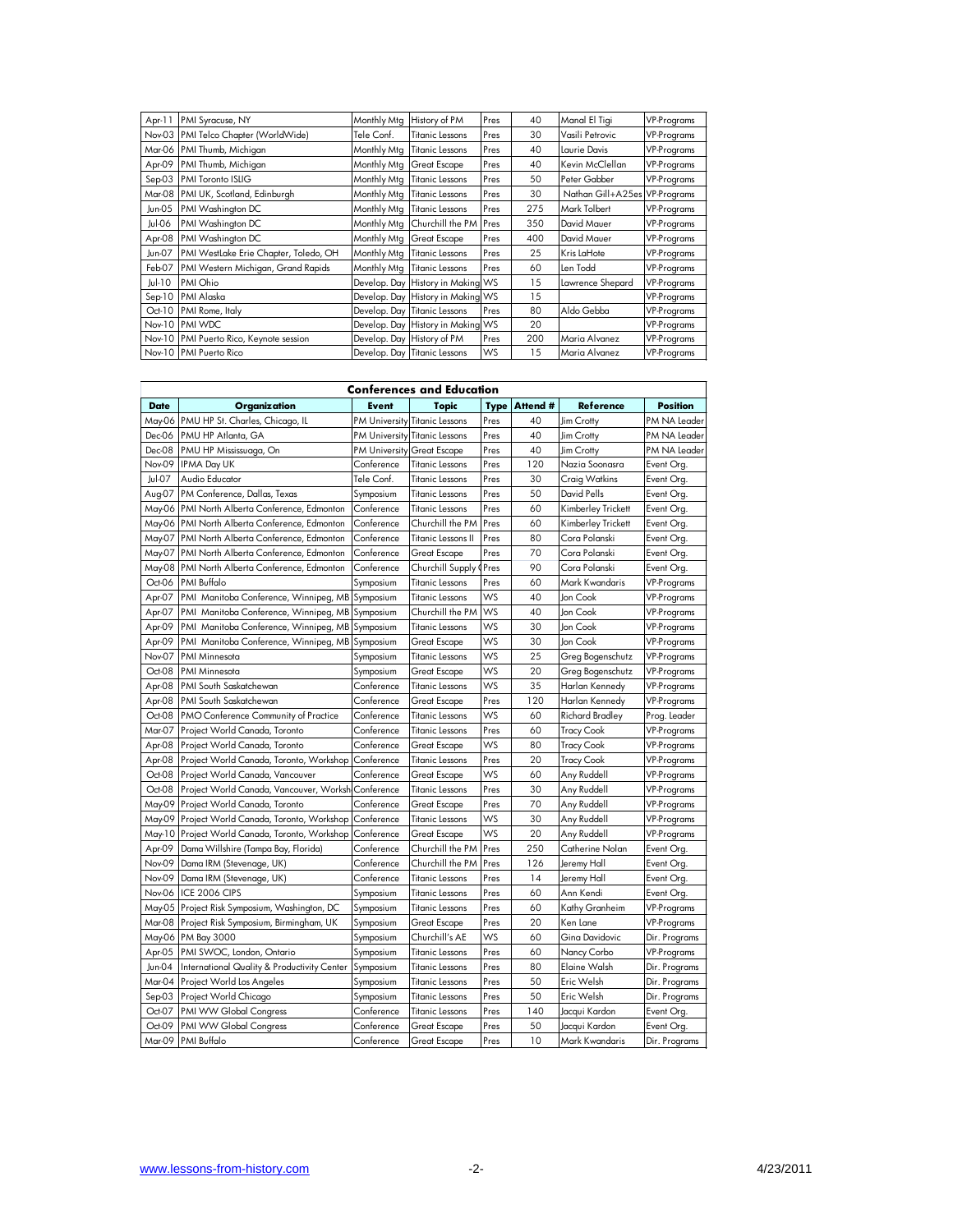| Apr-11 | PMI Syracuse, NY | Monthly Mtg | History of PM | Pres | 40 | Manal El Tigi | VP-Programs |
|---|---|---|---|---|---|---|---|
| Nov-03 | PMI Telco Chapter (WorldWide) | Tele Conf. | Titanic Lessons | Pres | 30 | Vasili Petrovic | VP-Programs |
| Mar-06 | PMI Thumb, Michigan | Monthly Mtg | Titanic Lessons | Pres | 40 | Laurie Davis | VP-Programs |
| Apr-09 | PMI Thumb, Michigan | Monthly Mtg | Great Escape | Pres | 40 | Kevin McClellan | VP-Programs |
| Sep-03 | PMI Toronto ISLIG | Monthly Mtg | Titanic Lessons | Pres | 50 | Peter Gabber | VP-Programs |
| Mar-08 | PMI UK, Scotland, Edinburgh | Monthly Mtg | Titanic Lessons | Pres | 30 | Nathan Gill+A25es | VP-Programs |
| Jun-05 | PMI Washington DC | Monthly Mtg | Titanic Lessons | Pres | 275 | Mark Tolbert | VP-Programs |
| Jul-06 | PMI Washington DC | Monthly Mtg | Churchill the PM | Pres | 350 | David Mauer | VP-Programs |
| Apr-08 | PMI Washington DC | Monthly Mtg | Great Escape | Pres | 400 | David Mauer | VP-Programs |
| Jun-07 | PMI WestLake Erie Chapter, Toledo, OH | Monthly Mtg | Titanic Lessons | Pres | 25 | Kris LaHote | VP-Programs |
| Feb-07 | PMI Western Michigan, Grand Rapids | Monthly Mtg | Titanic Lessons | Pres | 60 | Len Todd | VP-Programs |
| Jul-10 | PMI Ohio | Develop. Day | History in Making | WS | 15 | Lawrence Shepard | VP-Programs |
| Sep-10 | PMI Alaska | Develop. Day | History in Making | WS | 15 | | VP-Programs |
| Oct-10 | PMI Rome, Italy | Develop. Day | Titanic Lessons | Pres | 80 | Aldo Gebba | VP-Programs |
| Nov-10 | PMI WDC | Develop. Day | History in Making | WS | 20 | | VP-Programs |
| Nov-10 | PMI Puerto Rico, Keynote session | Develop. Day | History of PM | Pres | 200 | Maria Alvanez | VP-Programs |
| Nov-10 | PMI Puerto Rico | Develop. Day | Titanic Lessons | WS | 15 | Maria Alvanez | VP-Programs |

**Conferences and Education**

| Date | Organization | Event | Topic | Type | Attend # | Reference | Position |
|---|---|---|---|---|---|---|---|
| May-06 | PMU HP St. Charles, Chicago, IL | PM University | Titanic Lessons | Pres | 40 | Jim Crotty | PM NA Leader |
| Dec-06 | PMU HP Atlanta, GA | PM University | Titanic Lessons | Pres | 40 | Jim Crotty | PM NA Leader |
| Dec-08 | PMU HP Mississuaga, On | PM University | Great Escape | Pres | 40 | Jim Crotty | PM NA Leader |
| Nov-09 | IPMA Day UK | Conference | Titanic Lessons | Pres | 120 | Nazia Soonasra | Event Org. |
| Jul-07 | Audio Educator | Tele Conf. | Titanic Lessons | Pres | 30 | Craig Watkins | Event Org. |
| Aug-07 | PM Conference, Dallas, Texas | Symposium | Titanic Lessons | Pres | 50 | David Pells | Event Org. |
| May-06 | PMI North Alberta Conference, Edmonton | Conference | Titanic Lessons | Pres | 60 | Kimberley Trickett | Event Org. |
| May-06 | PMI North Alberta Conference, Edmonton | Conference | Churchill the PM | Pres | 60 | Kimberley Trickett | Event Org. |
| May-07 | PMI North Alberta Conference, Edmonton | Conference | Titanic Lessons II | Pres | 80 | Cora Polanski | Event Org. |
| May-07 | PMI North Alberta Conference, Edmonton | Conference | Great Escape | Pres | 70 | Cora Polanski | Event Org. |
| May-08 | PMI North Alberta Conference, Edmonton | Conference | Churchill Supply C | Pres | 90 | Cora Polanski | Event Org. |
| Oct-06 | PMI Buffalo | Symposium | Titanic Lessons | Pres | 60 | Mark Kwandaris | VP-Programs |
| Apr-07 | PMI Manitoba Conference, Winnipeg, MB | Symposium | Titanic Lessons | WS | 40 | Jon Cook | VP-Programs |
| Apr-07 | PMI Manitoba Conference, Winnipeg, MB | Symposium | Churchill the PM | WS | 40 | Jon Cook | VP-Programs |
| Apr-09 | PMI Manitoba Conference, Winnipeg, MB | Symposium | Titanic Lessons | WS | 30 | Jon Cook | VP-Programs |
| Apr-09 | PMI Manitoba Conference, Winnipeg, MB | Symposium | Great Escape | WS | 30 | Jon Cook | VP-Programs |
| Nov-07 | PMI Minnesota | Symposium | Titanic Lessons | WS | 25 | Greg Bogenschutz | VP-Programs |
| Oct-08 | PMI Minnesota | Symposium | Great Escape | WS | 20 | Greg Bogenschutz | VP-Programs |
| Apr-08 | PMI South Saskatchewan | Conference | Titanic Lessons | WS | 35 | Harlan Kennedy | VP-Programs |
| Apr-08 | PMI South Saskatchewan | Conference | Great Escape | Pres | 120 | Harlan Kennedy | VP-Programs |
| Oct-08 | PMO Conference Community of Practice | Conference | Titanic Lessons | WS | 60 | Richard Bradley | Prog. Leader |
| Mar-07 | Project World Canada, Toronto | Conference | Titanic Lessons | Pres | 60 | Tracy Cook | VP-Programs |
| Apr-08 | Project World Canada, Toronto | Conference | Great Escape | WS | 80 | Tracy Cook | VP-Programs |
| Apr-08 | Project World Canada, Toronto, Workshop | Conference | Titanic Lessons | Pres | 20 | Tracy Cook | VP-Programs |
| Oct-08 | Project World Canada, Vancouver | Conference | Great Escape | WS | 60 | Any Ruddell | VP-Programs |
| Oct-08 | Project World Canada, Vancouver, Worksh | Conference | Titanic Lessons | Pres | 30 | Any Ruddell | VP-Programs |
| May-09 | Project World Canada, Toronto | Conference | Great Escape | Pres | 70 | Any Ruddell | VP-Programs |
| May-09 | Project World Canada, Toronto, Workshop | Conference | Titanic Lessons | WS | 30 | Any Ruddell | VP-Programs |
| May-10 | Project World Canada, Toronto, Workshop | Conference | Great Escape | WS | 20 | Any Ruddell | VP-Programs |
| Apr-09 | Dama Willshire (Tampa Bay, Florida) | Conference | Churchill the PM | Pres | 250 | Catherine Nolan | Event Org. |
| Nov-09 | Dama IRM (Stevenage, UK) | Conference | Churchill the PM | Pres | 126 | Jeremy Hall | Event Org. |
| Nov-09 | Dama IRM (Stevenage, UK) | Conference | Titanic Lessons | Pres | 14 | Jeremy Hall | Event Org. |
| Nov-06 | ICE 2006 CIPS | Symposium | Titanic Lessons | Pres | 60 | Ann Kendi | Event Org. |
| May-05 | Project Risk Symposium, Washington, DC | Symposium | Titanic Lessons | Pres | 60 | Kathy Granheim | VP-Programs |
| Mar-08 | Project Risk Symposium, Birmingham, UK | Symposium | Great Escape | Pres | 20 | Ken Lane | VP-Programs |
| May-06 | PM Bay 3000 | Symposium | Churchill's AE | WS | 60 | Gina Davidovic | Dir. Programs |
| Apr-05 | PMI SWOC, London, Ontario | Symposium | Titanic Lessons | Pres | 60 | Nancy Corbo | VP-Programs |
| Jun-04 | International Quality & Productivity Center | Symposium | Titanic Lessons | Pres | 80 | Elaine Walsh | Dir. Programs |
| Mar-04 | Project World Los Angeles | Symposium | Titanic Lessons | Pres | 50 | Eric Welsh | Dir. Programs |
| Sep-03 | Project World Chicago | Symposium | Titanic Lessons | Pres | 50 | Eric Welsh | Dir. Programs |
| Oct-07 | PMI WW Global Congress | Conference | Titanic Lessons | Pres | 140 | Jacqui Kardon | Event Org. |
| Oct-09 | PMI WW Global Congress | Conference | Great Escape | Pres | 50 | Jacqui Kardon | Event Org. |
| Mar-09 | PMI Buffalo | Conference | Great Escape | Pres | 10 | Mark Kwandaris | Dir. Programs |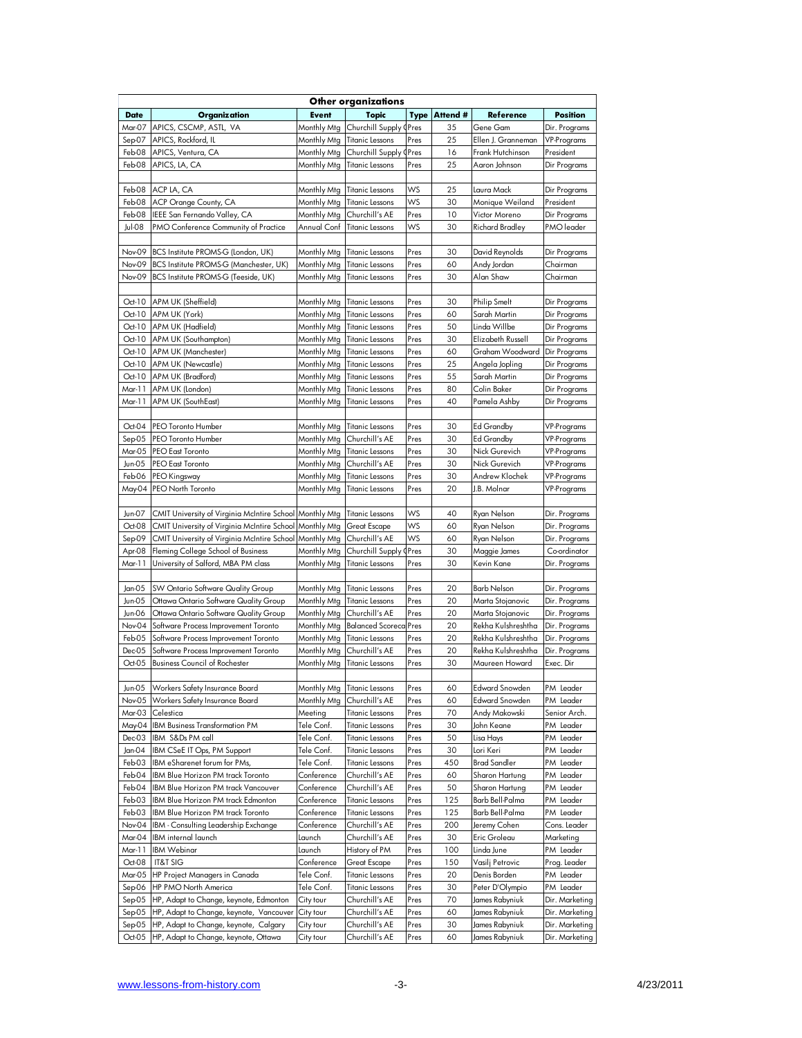| Other organizations | | | | | | | |
|---|---|---|---|---|---|---|---|
| **Date** | **Organization** | **Event** | **Topic** | **Type** | **Attend #** | **Reference** | **Position** |
| Mar-07 | APICS, CSCMP, ASTL, VA | Monthly Mtg | Churchill Supply C | Pres | 35 | Gene Gam | Dir. Programs |
| Sep-07 | APICS, Rockford, IL | Monthly Mtg | Titanic Lessons | Pres | 25 | Ellen J. Granneman | VP-Programs |
| Feb-08 | APICS, Ventura, CA | Monthly Mtg | Churchill Supply C | Pres | 16 | Frank Hutchinson | President |
| Feb-08 | APICS, LA, CA | Monthly Mtg | Titanic Lessons | Pres | 25 | Aaron Johnson | Dir Programs |
| | | | | | | | |
| Feb-08 | ACP LA, CA | Monthly Mtg | Titanic Lessons | WS | 25 | Laura Mack | Dir Programs |
| Feb-08 | ACP Orange County, CA | Monthly Mtg | Titanic Lessons | WS | 30 | Monique Weiland | President |
| Feb-08 | IEEE San Fernando Valley, CA | Monthly Mtg | Churchill's AE | Pres | 10 | Victor Moreno | Dir Programs |
| Jul-08 | PMO Conference Community of Practice | Annual Conf | Titanic Lessons | WS | 30 | Richard Bradley | PMO leader |
| | | | | | | | |
| Nov-09 | BCS Institute PROMS-G (London, UK) | Monthly Mtg | Titanic Lessons | Pres | 30 | David Reynolds | Dir Programs |
| Nov-09 | BCS Institute PROMS-G (Manchester, UK) | Monthly Mtg | Titanic Lessons | Pres | 60 | Andy Jordan | Chairman |
| Nov-09 | BCS Institute PROMS-G (Teeside, UK) | Monthly Mtg | Titanic Lessons | Pres | 30 | Alan Shaw | Chairman |
| | | | | | | | |
| Oct-10 | APM UK (Sheffield) | Monthly Mtg | Titanic Lessons | Pres | 30 | Philip Smelt | Dir Programs |
| Oct-10 | APM UK (York) | Monthly Mtg | Titanic Lessons | Pres | 60 | Sarah Martin | Dir Programs |
| Oct-10 | APM UK (Hadfield) | Monthly Mtg | Titanic Lessons | Pres | 50 | Linda Willbe | Dir Programs |
| Oct-10 | APM UK (Southampton) | Monthly Mtg | Titanic Lessons | Pres | 30 | Elizabeth Russell | Dir Programs |
| Oct-10 | APM UK (Manchester) | Monthly Mtg | Titanic Lessons | Pres | 60 | Graham Woodward | Dir Programs |
| Oct-10 | APM UK (Newcastle) | Monthly Mtg | Titanic Lessons | Pres | 25 | Angela Jopling | Dir Programs |
| Oct-10 | APM UK (Bradford) | Monthly Mtg | Titanic Lessons | Pres | 55 | Sarah Martin | Dir Programs |
| Mar-11 | APM UK (London) | Monthly Mtg | Titanic Lessons | Pres | 80 | Colin Baker | Dir Programs |
| Mar-11 | APM UK (SouthEast) | Monthly Mtg | Titanic Lessons | Pres | 40 | Pamela Ashby | Dir Programs |
| | | | | | | | |
| Oct-04 | PEO Toronto Humber | Monthly Mtg | Titanic Lessons | Pres | 30 | Ed Grandby | VP-Programs |
| Sep-05 | PEO Toronto Humber | Monthly Mtg | Churchill's AE | Pres | 30 | Ed Grandby | VP-Programs |
| Mar-05 | PEO East Toronto | Monthly Mtg | Titanic Lessons | Pres | 30 | Nick Gurevich | VP-Programs |
| Jun-05 | PEO East Toronto | Monthly Mtg | Churchill's AE | Pres | 30 | Nick Gurevich | VP-Programs |
| Feb-06 | PEO Kingsway | Monthly Mtg | Titanic Lessons | Pres | 30 | Andrew Klochek | VP-Programs |
| May-04 | PEO North Toronto | Monthly Mtg | Titanic Lessons | Pres | 20 | J.B. Molnar | VP-Programs |
| | | | | | | | |
| Jun-07 | CMIT University of Virginia McIntire School | Monthly Mtg | Titanic Lessons | WS | 40 | Ryan Nelson | Dir. Programs |
| Oct-08 | CMIT University of Virginia McIntire School | Monthly Mtg | Great Escape | WS | 60 | Ryan Nelson | Dir. Programs |
| Sep-09 | CMIT University of Virginia McIntire School | Monthly Mtg | Churchill's AE | WS | 60 | Ryan Nelson | Dir. Programs |
| Apr-08 | Fleming College School of Business | Monthly Mtg | Churchill Supply C | Pres | 30 | Maggie James | Co-ordinator |
| Mar-11 | University of Salford, MBA PM class | Monthly Mtg | Titanic Lessons | Pres | 30 | Kevin Kane | Dir. Programs |
| | | | | | | | |
| Jan-05 | SW Ontario Software Quality Group | Monthly Mtg | Titanic Lessons | Pres | 20 | Barb Nelson | Dir. Programs |
| Jun-05 | Ottawa Ontario Software Quality Group | Monthly Mtg | Titanic Lessons | Pres | 20 | Marta Stojanovic | Dir. Programs |
| Jun-06 | Ottawa Ontario Software Quality Group | Monthly Mtg | Churchill's AE | Pres | 20 | Marta Stojanovic | Dir. Programs |
| Nov-04 | Software Process Improvement Toronto | Monthly Mtg | Balanced Scoreca | Pres | 20 | Rekha Kulshreshtha | Dir. Programs |
| Feb-05 | Software Process Improvement Toronto | Monthly Mtg | Titanic Lessons | Pres | 20 | Rekha Kulshreshtha | Dir. Programs |
| Dec-05 | Software Process Improvement Toronto | Monthly Mtg | Churchill's AE | Pres | 20 | Rekha Kulshreshtha | Dir. Programs |
| Oct-05 | Business Council of Rochester | Monthly Mtg | Titanic Lessons | Pres | 30 | Maureen Howard | Exec. Dir |
| | | | | | | | |
| Jun-05 | Workers Safety Insurance Board | Monthly Mtg | Titanic Lessons | Pres | 60 | Edward Snowden | PM Leader |
| Nov-05 | Workers Safety Insurance Board | Monthly Mtg | Churchill's AE | Pres | 60 | Edward Snowden | PM Leader |
| Mar-03 | Celestica | Meeting | Titanic Lessons | Pres | 70 | Andy Makowski | Senior Arch. |
| May-04 | IBM Business Transformation PM | Tele Conf. | Titanic Lessons | Pres | 30 | John Keane | PM Leader |
| Dec-03 | IBM S&Ds PM call | Tele Conf. | Titanic Lessons | Pres | 50 | Lisa Hays | PM Leader |
| Jan-04 | IBM CSeE IT Ops, PM Support | Tele Conf. | Titanic Lessons | Pres | 30 | Lori Keri | PM Leader |
| Feb-03 | IBM eSharenet forum for PMs, | Tele Conf. | Titanic Lessons | Pres | 450 | Brad Sandler | PM Leader |
| Feb-04 | IBM Blue Horizon PM track Toronto | Conference | Churchill's AE | Pres | 60 | Sharon Hartung | PM Leader |
| Feb-04 | IBM Blue Horizon PM track Vancouver | Conference | Churchill's AE | Pres | 50 | Sharon Hartung | PM Leader |
| Feb-03 | IBM Blue Horizon PM track Edmonton | Conference | Titanic Lessons | Pres | 125 | Barb Bell-Palma | PM Leader |
| Feb-03 | IBM Blue Horizon PM track Toronto | Conference | Titanic Lessons | Pres | 125 | Barb Bell-Palma | PM Leader |
| Nov-04 | IBM - Consulting Leadership Exchange | Conference | Churchill's AE | Pres | 200 | Jeremy Cohen | Cons. Leader |
| Mar-04 | IBM internal launch | Launch | Churchill's AE | Pres | 30 | Eric Groleau | Marketing |
| Mar-11 | IBM Webinar | Launch | History of PM | Pres | 100 | Linda June | PM Leader |
| Oct-08 | IT&T SIG | Conference | Great Escape | Pres | 150 | Vasilj Petrovic | Prog. Leader |
| Mar-05 | HP Project Managers in Canada | Tele Conf. | Titanic Lessons | Pres | 20 | Denis Borden | PM Leader |
| Sep-06 | HP PMO North America | Tele Conf. | Titanic Lessons | Pres | 30 | Peter D'Olympio | PM Leader |
| Sep-05 | HP, Adapt to Change, keynote, Edmonton | City tour | Churchill's AE | Pres | 70 | James Rabyniuk | Dir. Marketing |
| Sep-05 | HP, Adapt to Change, keynote, Vancouver | City tour | Churchill's AE | Pres | 60 | James Rabyniuk | Dir. Marketing |
| Sep-05 | HP, Adapt to Change, keynote, Calgary | City tour | Churchill's AE | Pres | 30 | James Rabyniuk | Dir. Marketing |
| Oct-05 | HP, Adapt to Change, keynote, Ottawa | City tour | Churchill's AE | Pres | 60 | James Rabyniuk | Dir. Marketing |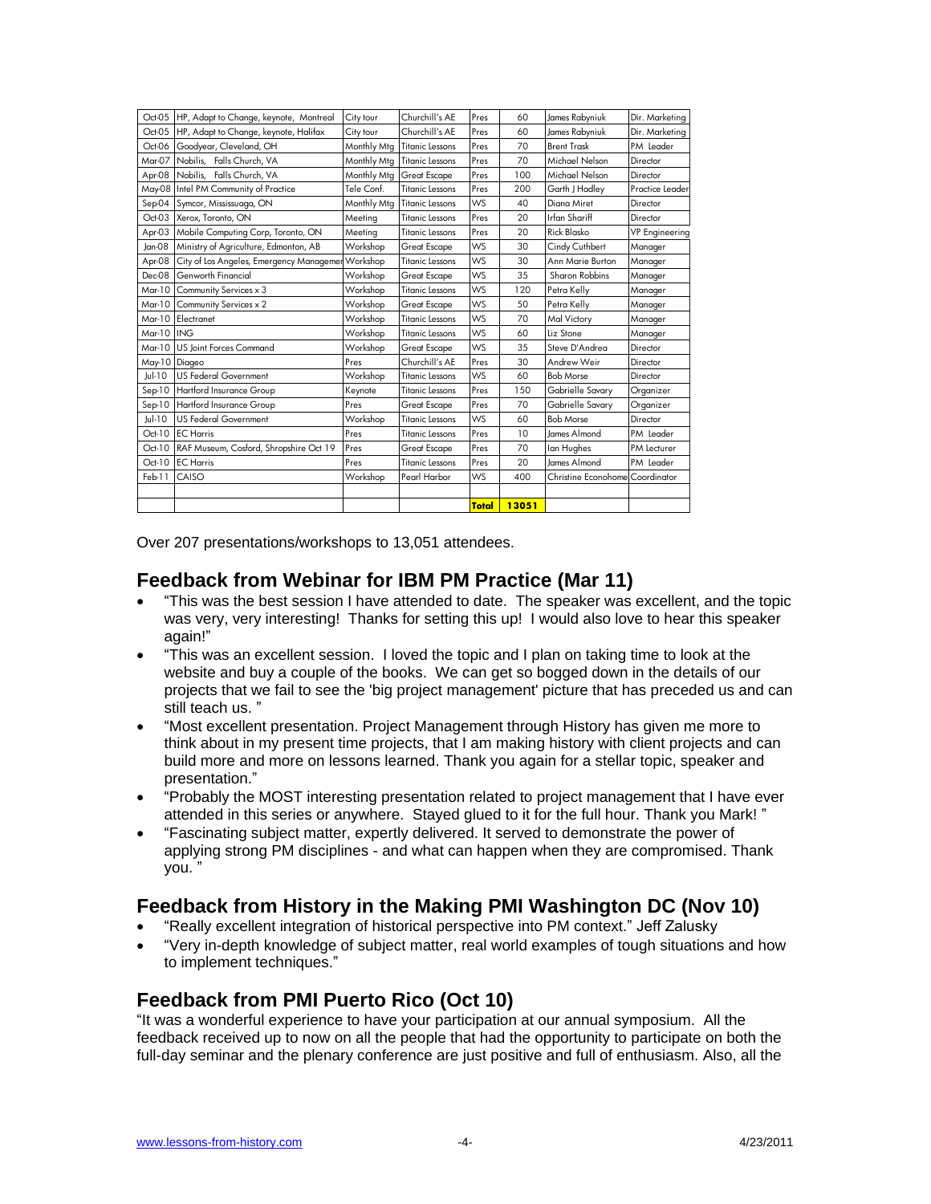| | | | | | | | |
|---|---|---|---|---|---|---|---|
| Oct-05 | HP, Adapt to Change, keynote, Montreal | City tour | Churchill's AE | Pres | 60 | James Rabyniuk | Dir. Marketing |
| Oct-05 | HP, Adapt to Change, keynote, Halifax | City tour | Churchill's AE | Pres | 60 | James Rabyniuk | Dir. Marketing |
| Oct-06 | Goodyear, Cleveland, OH | Monthly Mtg | Titanic Lessons | Pres | 70 | Brent Trask | PM Leader |
| Mar-07 | Nobilis, Falls Church, VA | Monthly Mtg | Titanic Lessons | Pres | 70 | Michael Nelson | Director |
| Apr-08 | Nobilis, Falls Church, VA | Monthly Mtg | Great Escape | Pres | 100 | Michael Nelson | Director |
| May-08 | Intel PM Community of Practice | Tele Conf. | Titanic Lessons | Pres | 200 | Garth J Hadley | Practice Leader |
| Sep-04 | Symcor, Mississuaga, ON | Monthly Mtg | Titanic Lessons | WS | 40 | Diana Miret | Director |
| Oct-03 | Xerox, Toronto, ON | Meeting | Titanic Lessons | Pres | 20 | Irfan Shariff | Director |
| Apr-03 | Mobile Computing Corp, Toronto, ON | Meeting | Titanic Lessons | Pres | 20 | Rick Blasko | VP Engineering |
| Jan-08 | Ministry of Agriculture, Edmonton, AB | Workshop | Great Escape | WS | 30 | Cindy Cuthbert | Manager |
| Apr-08 | City of Los Angeles, Emergency Managemer | Workshop | Titanic Lessons | WS | 30 | Ann Marie Burton | Manager |
| Dec-08 | Genworth Financial | Workshop | Great Escape | WS | 35 | Sharon Robbins | Manager |
| Mar-10 | Community Services x 3 | Workshop | Titanic Lessons | WS | 120 | Petra Kelly | Manager |
| Mar-10 | Community Services x 2 | Workshop | Great Escape | WS | 50 | Petra Kelly | Manager |
| Mar-10 | Electranet | Workshop | Titanic Lessons | WS | 70 | Mal Victory | Manager |
| Mar-10 | ING | Workshop | Titanic Lessons | WS | 60 | Liz Stone | Manager |
| Mar-10 | US Joint Forces Command | Workshop | Great Escape | WS | 35 | Steve D'Andrea | Director |
| May-10 | Diageo | Pres | Churchill's AE | Pres | 30 | Andrew Weir | Director |
| Jul-10 | US Federal Government | Workshop | Titanic Lessons | WS | 60 | Bob Morse | Director |
| Sep-10 | Hartford Insurance Group | Keynote | Titanic Lessons | Pres | 150 | Gabrielle Savary | Organizer |
| Sep-10 | Hartford Insurance Group | Pres | Great Escape | Pres | 70 | Gabrielle Savary | Organizer |
| Jul-10 | US Federal Government | Workshop | Titanic Lessons | WS | 60 | Bob Morse | Director |
| Oct-10 | EC Harris | Pres | Titanic Lessons | Pres | 10 | James Almond | PM Leader |
| Oct-10 | RAF Museum, Cosford, Shropshire Oct 19 | Pres | Great Escape | Pres | 70 | Ian Hughes | PM Lecturer |
| Oct-10 | EC Harris | Pres | Titanic Lessons | Pres | 20 | James Almond | PM Leader |
| Feb-11 | CAISO | Workshop | Pearl Harbor | WS | 400 | Christine Econohome | Coordinator |
| | | | | | | | |
| | | | | **Total** | **13051** | | |

Over 207 presentations/workshops to 13,051 attendees.

## Feedback from Webinar for IBM PM Practice (Mar 11)

- "This was the best session I have attended to date. The speaker was excellent, and the topic was very, very interesting! Thanks for setting this up! I would also love to hear this speaker again!"
- "This was an excellent session. I loved the topic and I plan on taking time to look at the website and buy a couple of the books. We can get so bogged down in the details of our projects that we fail to see the 'big project management' picture that has preceded us and can still teach us. "
- "Most excellent presentation. Project Management through History has given me more to think about in my present time projects, that I am making history with client projects and can build more and more on lessons learned. Thank you again for a stellar topic, speaker and presentation."
- "Probably the MOST interesting presentation related to project management that I have ever attended in this series or anywhere. Stayed glued to it for the full hour. Thank you Mark! "
- "Fascinating subject matter, expertly delivered. It served to demonstrate the power of applying strong PM disciplines - and what can happen when they are compromised. Thank you. "

## Feedback from History in the Making PMI Washington DC (Nov 10)

- "Really excellent integration of historical perspective into PM context." Jeff Zalusky
- "Very in-depth knowledge of subject matter, real world examples of tough situations and how to implement techniques."

## Feedback from PMI Puerto Rico (Oct 10)

"It was a wonderful experience to have your participation at our annual symposium. All the feedback received up to now on all the people that had the opportunity to participate on both the full-day seminar and the plenary conference are just positive and full of enthusiasm. Also, all the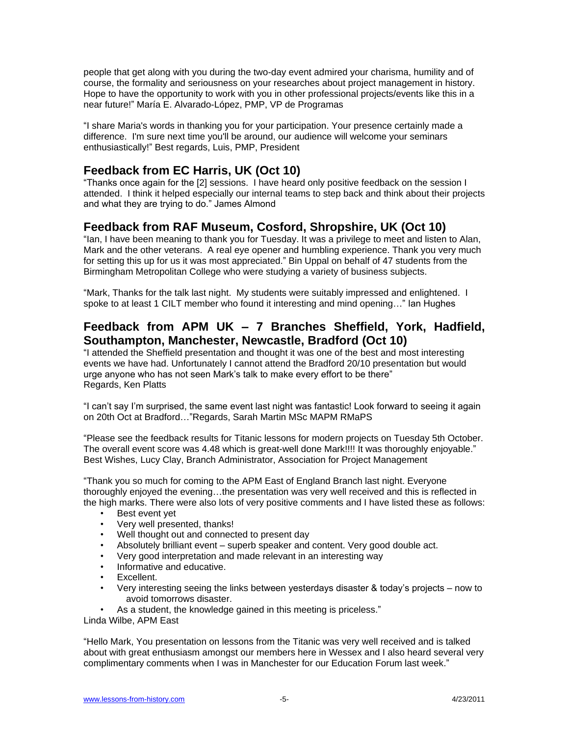people that get along with you during the two-day event admired your charisma, humility and of course, the formality and seriousness on your researches about project management in history. Hope to have the opportunity to work with you in other professional projects/events like this in a near future!" María E. Alvarado-López, PMP, VP de Programas

"I share Maria's words in thanking you for your participation. Your presence certainly made a difference. I'm sure next time you'll be around, our audience will welcome your seminars enthusiastically!" Best regards, Luis, PMP, President

## Feedback from EC Harris, UK (Oct 10)

"Thanks once again for the [2] sessions. I have heard only positive feedback on the session I attended. I think it helped especially our internal teams to step back and think about their projects and what they are trying to do." James Almond

## Feedback from RAF Museum, Cosford, Shropshire, UK (Oct 10)

"Ian, I have been meaning to thank you for Tuesday. It was a privilege to meet and listen to Alan, Mark and the other veterans. A real eye opener and humbling experience. Thank you very much for setting this up for us it was most appreciated." Bin Uppal on behalf of 47 students from the Birmingham Metropolitan College who were studying a variety of business subjects.

"Mark, Thanks for the talk last night. My students were suitably impressed and enlightened. I spoke to at least 1 CILT member who found it interesting and mind opening…" Ian Hughes

## Feedback from APM UK – 7 Branches Sheffield, York, Hadfield, Southampton, Manchester, Newcastle, Bradford (Oct 10)

"I attended the Sheffield presentation and thought it was one of the best and most interesting events we have had. Unfortunately I cannot attend the Bradford 20/10 presentation but would urge anyone who has not seen Mark's talk to make every effort to be there"
Regards, Ken Platts

"I can't say I'm surprised, the same event last night was fantastic! Look forward to seeing it again on 20th Oct at Bradford…"Regards, Sarah Martin MSc MAPM RMaPS

"Please see the feedback results for Titanic lessons for modern projects on Tuesday 5th October. The overall event score was 4.48 which is great-well done Mark!!!! It was thoroughly enjoyable." Best Wishes, Lucy Clay, Branch Administrator, Association for Project Management

"Thank you so much for coming to the APM East of England Branch last night. Everyone thoroughly enjoyed the evening…the presentation was very well received and this is reflected in the high marks. There were also lots of very positive comments and I have listed these as follows:

- Best event yet
- Very well presented, thanks!
- Well thought out and connected to present day
- Absolutely brilliant event – superb speaker and content. Very good double act.
- Very good interpretation and made relevant in an interesting way
- Informative and educative.
- Excellent.
- Very interesting seeing the links between yesterdays disaster & today's projects – now to avoid tomorrows disaster.
- As a student, the knowledge gained in this meeting is priceless."

Linda Wilbe, APM East

"Hello Mark, You presentation on lessons from the Titanic was very well received and is talked about with great enthusiasm amongst our members here in Wessex and I also heard several very complimentary comments when I was in Manchester for our Education Forum last week."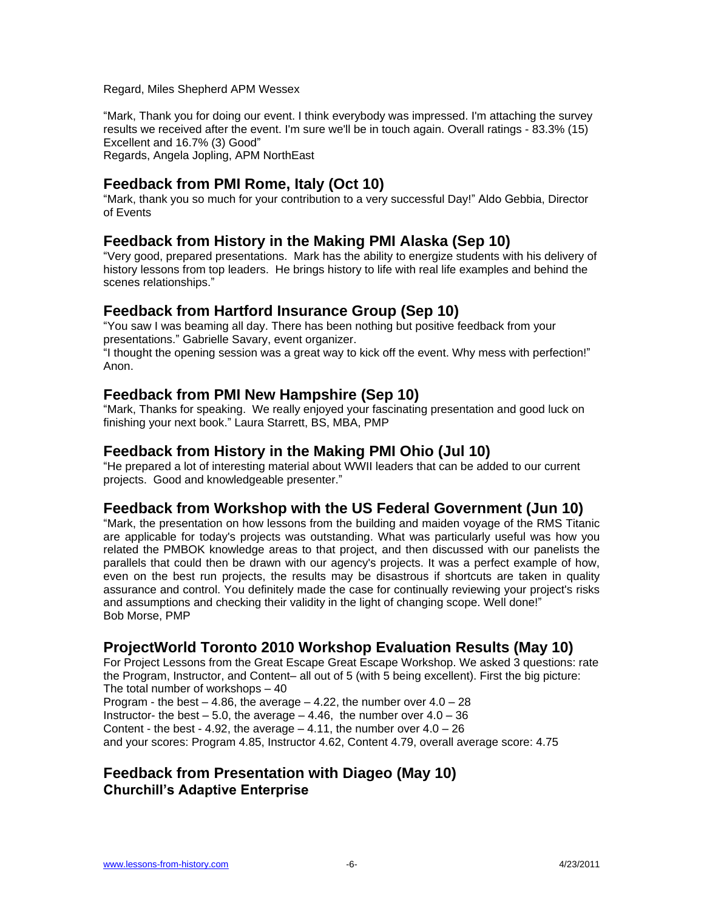Regard, Miles Shepherd APM Wessex

"Mark, Thank you for doing our event. I think everybody was impressed. I'm attaching the survey results we received after the event. I'm sure we'll be in touch again. Overall ratings - 83.3% (15) Excellent and 16.7% (3) Good"
Regards, Angela Jopling, APM NorthEast

## Feedback from PMI Rome, Italy (Oct 10)

"Mark, thank you so much for your contribution to a very successful Day!" Aldo Gebbia, Director of Events

## Feedback from History in the Making PMI Alaska (Sep 10)

"Very good, prepared presentations. Mark has the ability to energize students with his delivery of history lessons from top leaders. He brings history to life with real life examples and behind the scenes relationships."

## Feedback from Hartford Insurance Group (Sep 10)

"You saw I was beaming all day. There has been nothing but positive feedback from your presentations." Gabrielle Savary, event organizer.
"I thought the opening session was a great way to kick off the event. Why mess with perfection!" Anon.

## Feedback from PMI New Hampshire (Sep 10)

"Mark, Thanks for speaking. We really enjoyed your fascinating presentation and good luck on finishing your next book." Laura Starrett, BS, MBA, PMP

## Feedback from History in the Making PMI Ohio (Jul 10)

"He prepared a lot of interesting material about WWII leaders that can be added to our current projects. Good and knowledgeable presenter."

## Feedback from Workshop with the US Federal Government (Jun 10)

"Mark, the presentation on how lessons from the building and maiden voyage of the RMS Titanic are applicable for today's projects was outstanding. What was particularly useful was how you related the PMBOK knowledge areas to that project, and then discussed with our panelists the parallels that could then be drawn with our agency's projects. It was a perfect example of how, even on the best run projects, the results may be disastrous if shortcuts are taken in quality assurance and control. You definitely made the case for continually reviewing your project's risks and assumptions and checking their validity in the light of changing scope. Well done!"
Bob Morse, PMP

## ProjectWorld Toronto 2010 Workshop Evaluation Results (May 10)

For Project Lessons from the Great Escape Great Escape Workshop. We asked 3 questions: rate the Program, Instructor, and Content– all out of 5 (with 5 being excellent). First the big picture:
The total number of workshops – 40
Program - the best – 4.86, the average – 4.22, the number over 4.0 – 28
Instructor- the best – 5.0, the average – 4.46, the number over 4.0 – 36
Content - the best - 4.92, the average – 4.11, the number over 4.0 – 26
and your scores: Program 4.85, Instructor 4.62, Content 4.79, overall average score: 4.75

## Feedback from Presentation with Diageo (May 10)

### Churchill's Adaptive Enterprise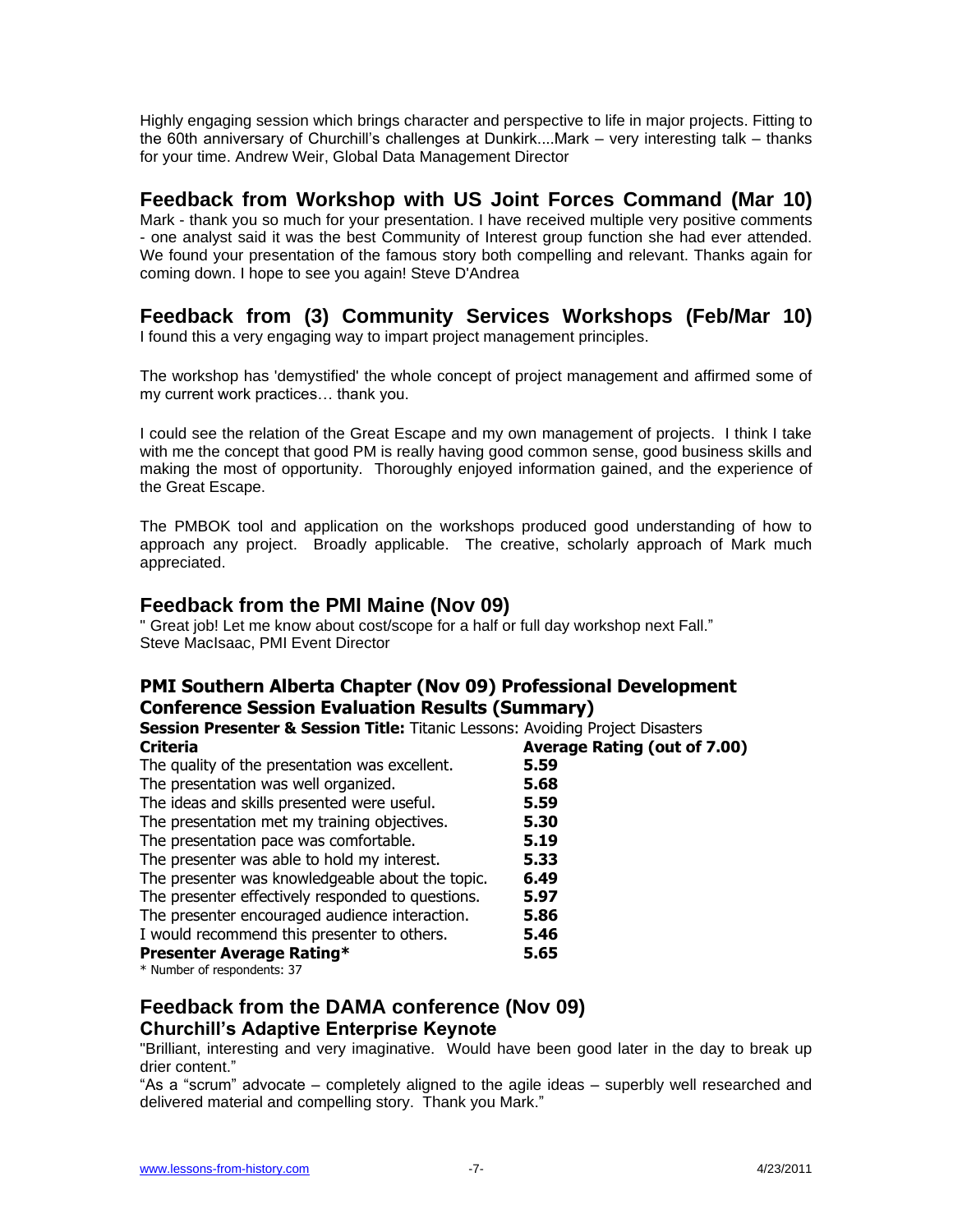Highly engaging session which brings character and perspective to life in major projects. Fitting to the 60th anniversary of Churchill's challenges at Dunkirk....Mark – very interesting talk – thanks for your time. Andrew Weir, Global Data Management Director

## Feedback from Workshop with US Joint Forces Command (Mar 10)

Mark - thank you so much for your presentation. I have received multiple very positive comments - one analyst said it was the best Community of Interest group function she had ever attended. We found your presentation of the famous story both compelling and relevant. Thanks again for coming down. I hope to see you again! Steve D'Andrea

## Feedback from (3) Community Services Workshops (Feb/Mar 10)

I found this a very engaging way to impart project management principles.

The workshop has 'demystified' the whole concept of project management and affirmed some of my current work practices… thank you.

I could see the relation of the Great Escape and my own management of projects. I think I take with me the concept that good PM is really having good common sense, good business skills and making the most of opportunity. Thoroughly enjoyed information gained, and the experience of the Great Escape.

The PMBOK tool and application on the workshops produced good understanding of how to approach any project. Broadly applicable. The creative, scholarly approach of Mark much appreciated.

## Feedback from the PMI Maine (Nov 09)

" Great job! Let me know about cost/scope for a half or full day workshop next Fall."
Steve MacIsaac, PMI Event Director

### PMI Southern Alberta Chapter (Nov 09) Professional Development Conference Session Evaluation Results (Summary)

**Session Presenter & Session Title:** Titanic Lessons: Avoiding Project Disasters

| Criteria | Average Rating (out of 7.00) |
|---|---|
| The quality of the presentation was excellent. | **5.59** |
| The presentation was well organized. | **5.68** |
| The ideas and skills presented were useful. | **5.59** |
| The presentation met my training objectives. | **5.30** |
| The presentation pace was comfortable. | **5.19** |
| The presenter was able to hold my interest. | **5.33** |
| The presenter was knowledgeable about the topic. | **6.49** |
| The presenter effectively responded to questions. | **5.97** |
| The presenter encouraged audience interaction. | **5.86** |
| I would recommend this presenter to others. | **5.46** |
| **Presenter Average Rating*** | **5.65** |

\* Number of respondents: 37

## Feedback from the DAMA conference (Nov 09)

### Churchill's Adaptive Enterprise Keynote

"Brilliant, interesting and very imaginative. Would have been good later in the day to break up drier content."

"As a "scrum" advocate – completely aligned to the agile ideas – superbly well researched and delivered material and compelling story. Thank you Mark."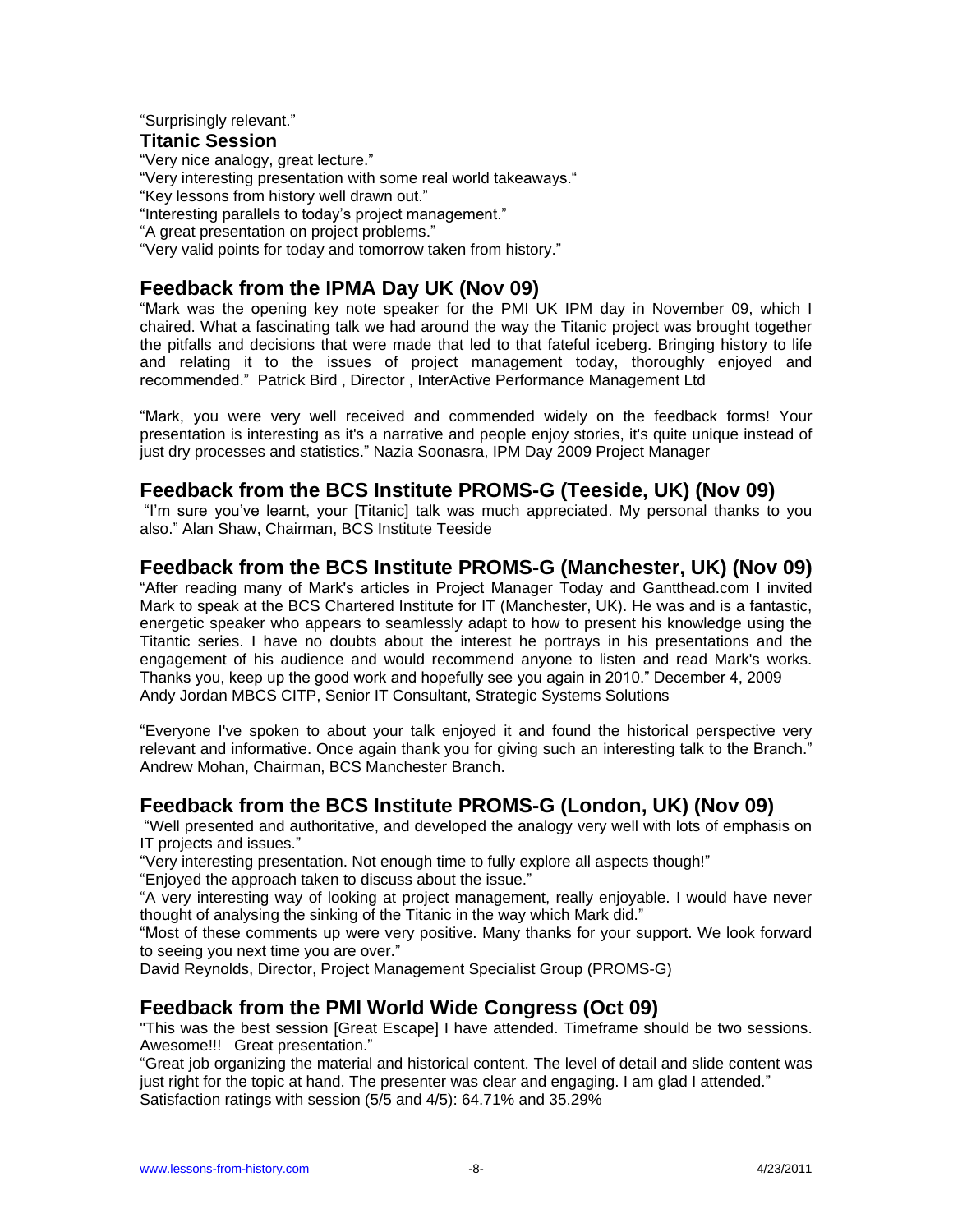"Surprisingly relevant."

### Titanic Session

"Very nice analogy, great lecture."
"Very interesting presentation with some real world takeaways."
"Key lessons from history well drawn out."
"Interesting parallels to today's project management."
"A great presentation on project problems."
"Very valid points for today and tomorrow taken from history."

## Feedback from the IPMA Day UK (Nov 09)

"Mark was the opening key note speaker for the PMI UK IPM day in November 09, which I chaired. What a fascinating talk we had around the way the Titanic project was brought together the pitfalls and decisions that were made that led to that fateful iceberg. Bringing history to life and relating it to the issues of project management today, thoroughly enjoyed and recommended." Patrick Bird , Director , InterActive Performance Management Ltd

"Mark, you were very well received and commended widely on the feedback forms! Your presentation is interesting as it's a narrative and people enjoy stories, it's quite unique instead of just dry processes and statistics." Nazia Soonasra, IPM Day 2009 Project Manager

## Feedback from the BCS Institute PROMS-G (Teeside, UK) (Nov 09)

"I'm sure you've learnt, your [Titanic] talk was much appreciated. My personal thanks to you also." Alan Shaw, Chairman, BCS Institute Teeside

## Feedback from the BCS Institute PROMS-G (Manchester, UK) (Nov 09)

"After reading many of Mark's articles in Project Manager Today and Gantthead.com I invited Mark to speak at the BCS Chartered Institute for IT (Manchester, UK). He was and is a fantastic, energetic speaker who appears to seamlessly adapt to how to present his knowledge using the Titantic series. I have no doubts about the interest he portrays in his presentations and the engagement of his audience and would recommend anyone to listen and read Mark's works. Thanks you, keep up the good work and hopefully see you again in 2010." December 4, 2009
Andy Jordan MBCS CITP, Senior IT Consultant, Strategic Systems Solutions

"Everyone I've spoken to about your talk enjoyed it and found the historical perspective very relevant and informative. Once again thank you for giving such an interesting talk to the Branch." Andrew Mohan, Chairman, BCS Manchester Branch.

## Feedback from the BCS Institute PROMS-G (London, UK) (Nov 09)

"Well presented and authoritative, and developed the analogy very well with lots of emphasis on IT projects and issues."
"Very interesting presentation. Not enough time to fully explore all aspects though!"
"Enjoyed the approach taken to discuss about the issue."
"A very interesting way of looking at project management, really enjoyable. I would have never thought of analysing the sinking of the Titanic in the way which Mark did."
"Most of these comments up were very positive. Many thanks for your support. We look forward to seeing you next time you are over."
David Reynolds, Director, Project Management Specialist Group (PROMS-G)

## Feedback from the PMI World Wide Congress (Oct 09)

"This was the best session [Great Escape] I have attended. Timeframe should be two sessions. Awesome!!! Great presentation."
"Great job organizing the material and historical content. The level of detail and slide content was just right for the topic at hand. The presenter was clear and engaging. I am glad I attended."
Satisfaction ratings with session (5/5 and 4/5): 64.71% and 35.29%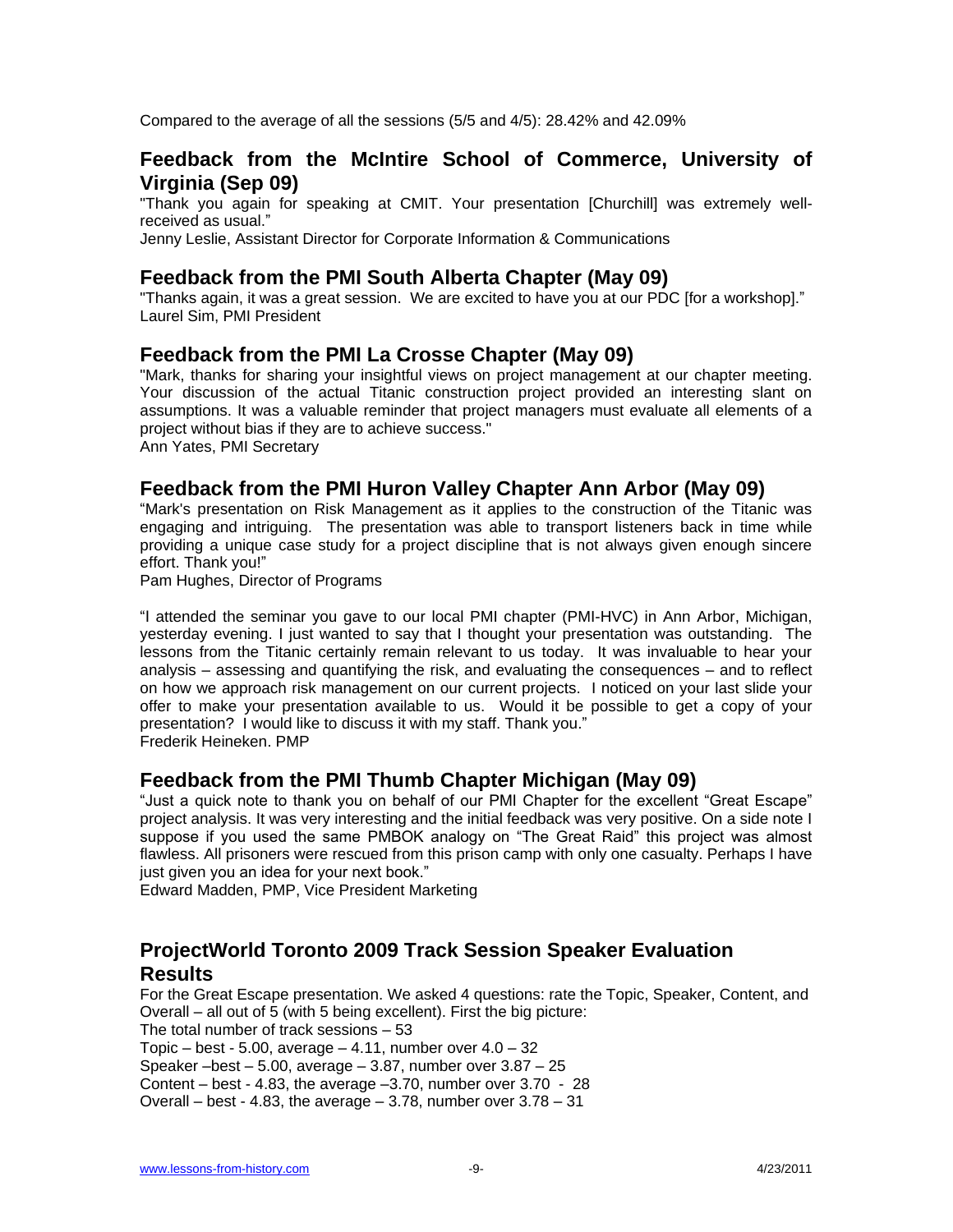Compared to the average of all the sessions (5/5 and 4/5): 28.42% and 42.09%

## Feedback from the McIntire School of Commerce, University of Virginia (Sep 09)

"Thank you again for speaking at CMIT. Your presentation [Churchill] was extremely well-received as usual."
Jenny Leslie, Assistant Director for Corporate Information & Communications

## Feedback from the PMI South Alberta Chapter (May 09)

"Thanks again, it was a great session. We are excited to have you at our PDC [for a workshop]."
Laurel Sim, PMI President

## Feedback from the PMI La Crosse Chapter (May 09)

"Mark, thanks for sharing your insightful views on project management at our chapter meeting. Your discussion of the actual Titanic construction project provided an interesting slant on assumptions. It was a valuable reminder that project managers must evaluate all elements of a project without bias if they are to achieve success."
Ann Yates, PMI Secretary

## Feedback from the PMI Huron Valley Chapter Ann Arbor (May 09)

"Mark's presentation on Risk Management as it applies to the construction of the Titanic was engaging and intriguing. The presentation was able to transport listeners back in time while providing a unique case study for a project discipline that is not always given enough sincere effort. Thank you!"
Pam Hughes, Director of Programs

"I attended the seminar you gave to our local PMI chapter (PMI-HVC) in Ann Arbor, Michigan, yesterday evening. I just wanted to say that I thought your presentation was outstanding. The lessons from the Titanic certainly remain relevant to us today. It was invaluable to hear your analysis – assessing and quantifying the risk, and evaluating the consequences – and to reflect on how we approach risk management on our current projects. I noticed on your last slide your offer to make your presentation available to us. Would it be possible to get a copy of your presentation? I would like to discuss it with my staff. Thank you."
Frederik Heineken. PMP

## Feedback from the PMI Thumb Chapter Michigan (May 09)

"Just a quick note to thank you on behalf of our PMI Chapter for the excellent "Great Escape" project analysis. It was very interesting and the initial feedback was very positive. On a side note I suppose if you used the same PMBOK analogy on "The Great Raid" this project was almost flawless. All prisoners were rescued from this prison camp with only one casualty. Perhaps I have just given you an idea for your next book."
Edward Madden, PMP, Vice President Marketing

## ProjectWorld Toronto 2009 Track Session Speaker Evaluation Results

For the Great Escape presentation. We asked 4 questions: rate the Topic, Speaker, Content, and Overall – all out of 5 (with 5 being excellent). First the big picture:
The total number of track sessions – 53
Topic – best - 5.00, average – 4.11, number over 4.0 – 32
Speaker –best – 5.00, average – 3.87, number over 3.87 – 25
Content – best - 4.83, the average –3.70, number over 3.70 - 28
Overall – best - 4.83, the average – 3.78, number over 3.78 – 31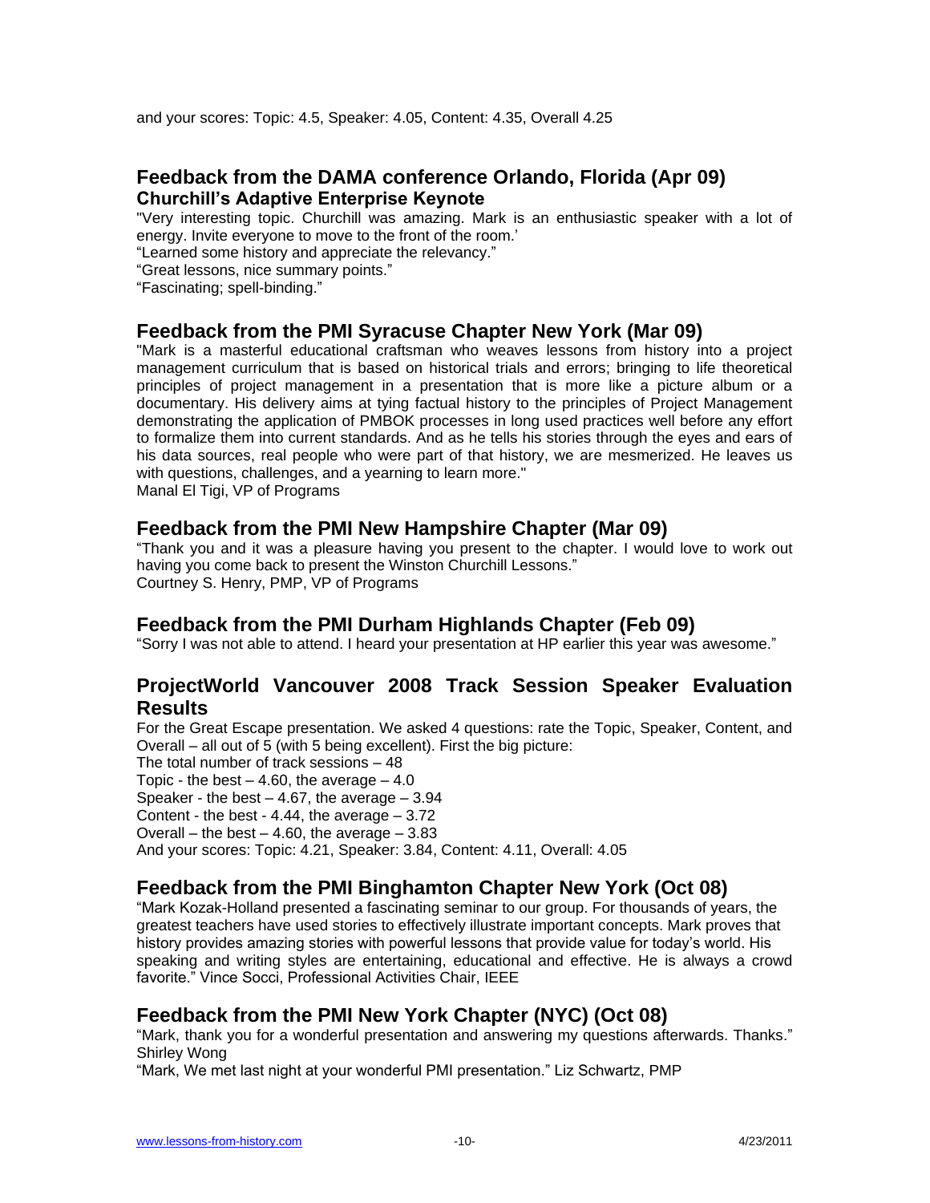and your scores: Topic: 4.5, Speaker: 4.05, Content: 4.35, Overall 4.25

## Feedback from the DAMA conference Orlando, Florida (Apr 09)
### Churchill's Adaptive Enterprise Keynote

"Very interesting topic. Churchill was amazing. Mark is an enthusiastic speaker with a lot of energy. Invite everyone to move to the front of the room.'

"Learned some history and appreciate the relevancy."

"Great lessons, nice summary points."

"Fascinating; spell-binding."

## Feedback from the PMI Syracuse Chapter New York (Mar 09)

"Mark is a masterful educational craftsman who weaves lessons from history into a project management curriculum that is based on historical trials and errors; bringing to life theoretical principles of project management in a presentation that is more like a picture album or a documentary. His delivery aims at tying factual history to the principles of Project Management demonstrating the application of PMBOK processes in long used practices well before any effort to formalize them into current standards. And as he tells his stories through the eyes and ears of his data sources, real people who were part of that history, we are mesmerized. He leaves us with questions, challenges, and a yearning to learn more."
Manal El Tigi, VP of Programs

## Feedback from the PMI New Hampshire Chapter (Mar 09)

"Thank you and it was a pleasure having you present to the chapter. I would love to work out having you come back to present the Winston Churchill Lessons."
Courtney S. Henry, PMP, VP of Programs

## Feedback from the PMI Durham Highlands Chapter (Feb 09)

"Sorry I was not able to attend. I heard your presentation at HP earlier this year was awesome."

## ProjectWorld Vancouver 2008 Track Session Speaker Evaluation Results

For the Great Escape presentation. We asked 4 questions: rate the Topic, Speaker, Content, and Overall – all out of 5 (with 5 being excellent). First the big picture:
The total number of track sessions – 48
Topic - the best – 4.60, the average – 4.0
Speaker - the best – 4.67, the average – 3.94
Content - the best - 4.44, the average – 3.72
Overall – the best – 4.60, the average – 3.83
And your scores: Topic: 4.21, Speaker: 3.84, Content: 4.11, Overall: 4.05

## Feedback from the PMI Binghamton Chapter New York (Oct 08)

"Mark Kozak-Holland presented a fascinating seminar to our group. For thousands of years, the greatest teachers have used stories to effectively illustrate important concepts. Mark proves that history provides amazing stories with powerful lessons that provide value for today's world. His speaking and writing styles are entertaining, educational and effective. He is always a crowd favorite." Vince Socci, Professional Activities Chair, IEEE

## Feedback from the PMI New York Chapter (NYC) (Oct 08)

"Mark, thank you for a wonderful presentation and answering my questions afterwards. Thanks." Shirley Wong

"Mark, We met last night at your wonderful PMI presentation." Liz Schwartz, PMP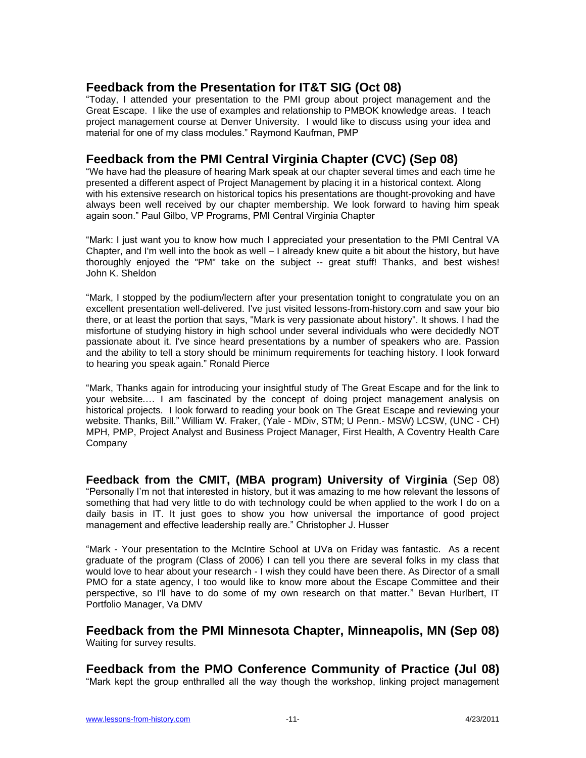## Feedback from the Presentation for IT&T SIG (Oct 08)

"Today, I attended your presentation to the PMI group about project management and the Great Escape. I like the use of examples and relationship to PMBOK knowledge areas. I teach project management course at Denver University. I would like to discuss using your idea and material for one of my class modules." Raymond Kaufman, PMP

## Feedback from the PMI Central Virginia Chapter (CVC) (Sep 08)

"We have had the pleasure of hearing Mark speak at our chapter several times and each time he presented a different aspect of Project Management by placing it in a historical context. Along with his extensive research on historical topics his presentations are thought-provoking and have always been well received by our chapter membership. We look forward to having him speak again soon." Paul Gilbo, VP Programs, PMI Central Virginia Chapter

"Mark: I just want you to know how much I appreciated your presentation to the PMI Central VA Chapter, and I'm well into the book as well – I already knew quite a bit about the history, but have thoroughly enjoyed the "PM" take on the subject -- great stuff! Thanks, and best wishes! John K. Sheldon

"Mark, I stopped by the podium/lectern after your presentation tonight to congratulate you on an excellent presentation well-delivered. I've just visited lessons-from-history.com and saw your bio there, or at least the portion that says, "Mark is very passionate about history". It shows. I had the misfortune of studying history in high school under several individuals who were decidedly NOT passionate about it. I've since heard presentations by a number of speakers who are. Passion and the ability to tell a story should be minimum requirements for teaching history. I look forward to hearing you speak again." Ronald Pierce

"Mark, Thanks again for introducing your insightful study of The Great Escape and for the link to your website.… I am fascinated by the concept of doing project management analysis on historical projects. I look forward to reading your book on The Great Escape and reviewing your website. Thanks, Bill." William W. Fraker, (Yale - MDiv, STM; U Penn.- MSW) LCSW, (UNC - CH) MPH, PMP, Project Analyst and Business Project Manager, First Health, A Coventry Health Care Company

## Feedback from the CMIT, (MBA program) University of Virginia (Sep 08)

"Personally I'm not that interested in history, but it was amazing to me how relevant the lessons of something that had very little to do with technology could be when applied to the work I do on a daily basis in IT. It just goes to show you how universal the importance of good project management and effective leadership really are." Christopher J. Husser

"Mark - Your presentation to the McIntire School at UVa on Friday was fantastic. As a recent graduate of the program (Class of 2006) I can tell you there are several folks in my class that would love to hear about your research - I wish they could have been there. As Director of a small PMO for a state agency, I too would like to know more about the Escape Committee and their perspective, so I'll have to do some of my own research on that matter." Bevan Hurlbert, IT Portfolio Manager, Va DMV

## Feedback from the PMI Minnesota Chapter, Minneapolis, MN (Sep 08)

Waiting for survey results.

## Feedback from the PMO Conference Community of Practice (Jul 08)

"Mark kept the group enthralled all the way though the workshop, linking project management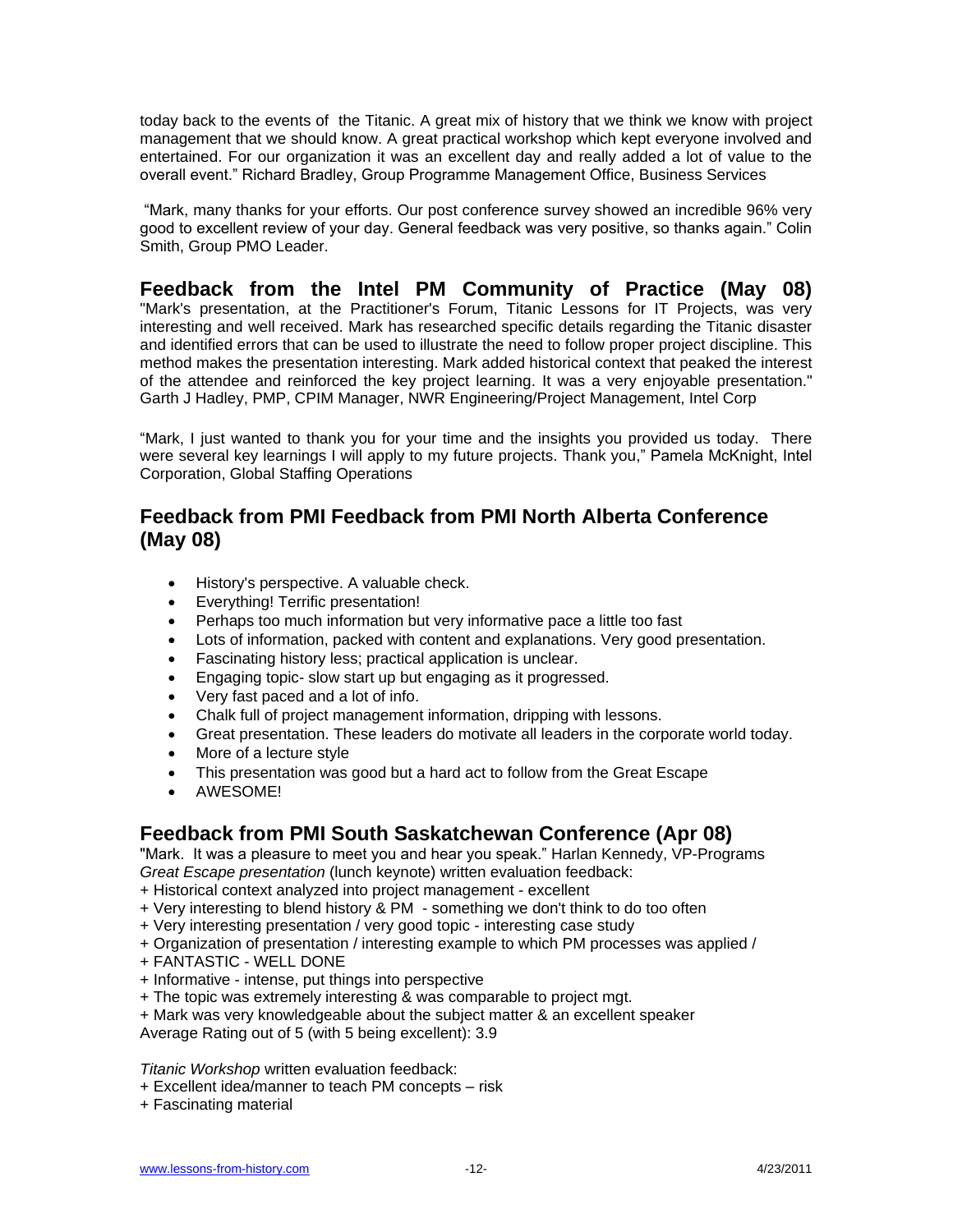today back to the events of the Titanic. A great mix of history that we think we know with project management that we should know. A great practical workshop which kept everyone involved and entertained. For our organization it was an excellent day and really added a lot of value to the overall event." Richard Bradley, Group Programme Management Office, Business Services

"Mark, many thanks for your efforts. Our post conference survey showed an incredible 96% very good to excellent review of your day. General feedback was very positive, so thanks again." Colin Smith, Group PMO Leader.

## Feedback from the Intel PM Community of Practice (May 08)

"Mark's presentation, at the Practitioner's Forum, Titanic Lessons for IT Projects, was very interesting and well received. Mark has researched specific details regarding the Titanic disaster and identified errors that can be used to illustrate the need to follow proper project discipline. This method makes the presentation interesting. Mark added historical context that peaked the interest of the attendee and reinforced the key project learning. It was a very enjoyable presentation." Garth J Hadley, PMP, CPIM Manager, NWR Engineering/Project Management, Intel Corp

"Mark, I just wanted to thank you for your time and the insights you provided us today. There were several key learnings I will apply to my future projects. Thank you," Pamela McKnight, Intel Corporation, Global Staffing Operations

## Feedback from PMI Feedback from PMI North Alberta Conference (May 08)

- History's perspective. A valuable check.
- Everything! Terrific presentation!
- Perhaps too much information but very informative pace a little too fast
- Lots of information, packed with content and explanations. Very good presentation.
- Fascinating history less; practical application is unclear.
- Engaging topic- slow start up but engaging as it progressed.
- Very fast paced and a lot of info.
- Chalk full of project management information, dripping with lessons.
- Great presentation. These leaders do motivate all leaders in the corporate world today.
- More of a lecture style
- This presentation was good but a hard act to follow from the Great Escape
- AWESOME!

## Feedback from PMI South Saskatchewan Conference (Apr 08)

"Mark. It was a pleasure to meet you and hear you speak." Harlan Kennedy, VP-Programs
*Great Escape presentation* (lunch keynote) written evaluation feedback:
+ Historical context analyzed into project management - excellent
+ Very interesting to blend history & PM - something we don't think to do too often
+ Very interesting presentation / very good topic - interesting case study
+ Organization of presentation / interesting example to which PM processes was applied /
+ FANTASTIC - WELL DONE
+ Informative - intense, put things into perspective
+ The topic was extremely interesting & was comparable to project mgt.
+ Mark was very knowledgeable about the subject matter & an excellent speaker
Average Rating out of 5 (with 5 being excellent): 3.9

*Titanic Workshop* written evaluation feedback:
+ Excellent idea/manner to teach PM concepts – risk
+ Fascinating material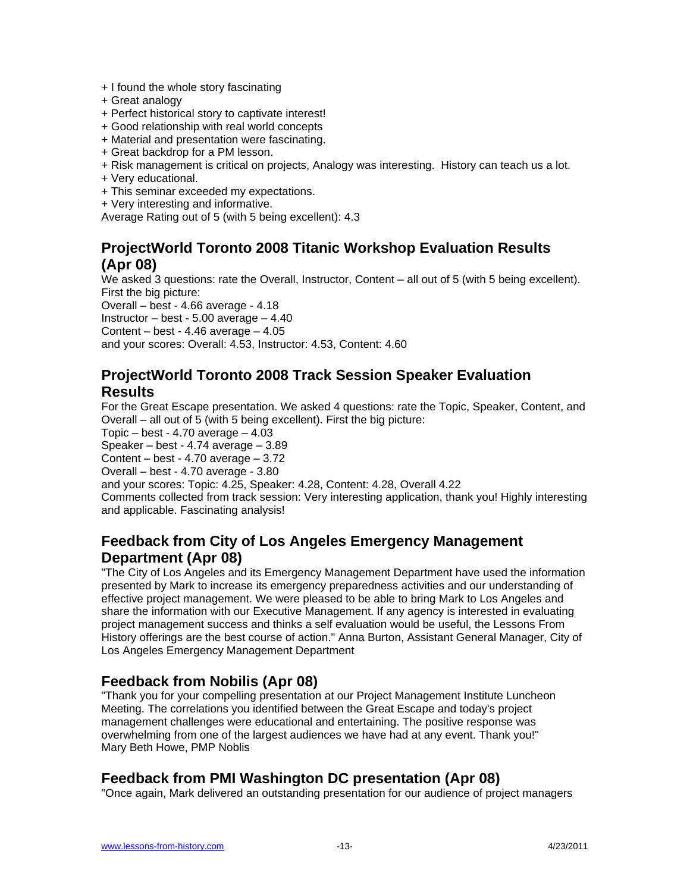+ I found the whole story fascinating
+ Great analogy
+ Perfect historical story to captivate interest!
+ Good relationship with real world concepts
+ Material and presentation were fascinating.
+ Great backdrop for a PM lesson.
+ Risk management is critical on projects, Analogy was interesting. History can teach us a lot.
+ Very educational.
+ This seminar exceeded my expectations.
+ Very interesting and informative.

Average Rating out of 5 (with 5 being excellent): 4.3

## ProjectWorld Toronto 2008 Titanic Workshop Evaluation Results (Apr 08)

We asked 3 questions: rate the Overall, Instructor, Content – all out of 5 (with 5 being excellent). First the big picture:
Overall – best - 4.66 average - 4.18
Instructor – best - 5.00 average – 4.40
Content – best - 4.46 average – 4.05
and your scores: Overall: 4.53, Instructor: 4.53, Content: 4.60

## ProjectWorld Toronto 2008 Track Session Speaker Evaluation Results

For the Great Escape presentation. We asked 4 questions: rate the Topic, Speaker, Content, and Overall – all out of 5 (with 5 being excellent). First the big picture:
Topic – best - 4.70 average – 4.03
Speaker – best - 4.74 average – 3.89
Content – best - 4.70 average – 3.72
Overall – best - 4.70 average - 3.80
and your scores: Topic: 4.25, Speaker: 4.28, Content: 4.28, Overall 4.22
Comments collected from track session: Very interesting application, thank you! Highly interesting and applicable. Fascinating analysis!

## Feedback from City of Los Angeles Emergency Management Department (Apr 08)

"The City of Los Angeles and its Emergency Management Department have used the information presented by Mark to increase its emergency preparedness activities and our understanding of effective project management. We were pleased to be able to bring Mark to Los Angeles and share the information with our Executive Management. If any agency is interested in evaluating project management success and thinks a self evaluation would be useful, the Lessons From History offerings are the best course of action." Anna Burton, Assistant General Manager, City of Los Angeles Emergency Management Department

## Feedback from Nobilis (Apr 08)

"Thank you for your compelling presentation at our Project Management Institute Luncheon Meeting. The correlations you identified between the Great Escape and today's project management challenges were educational and entertaining. The positive response was overwhelming from one of the largest audiences we have had at any event. Thank you!"
Mary Beth Howe, PMP Noblis

## Feedback from PMI Washington DC presentation (Apr 08)

"Once again, Mark delivered an outstanding presentation for our audience of project managers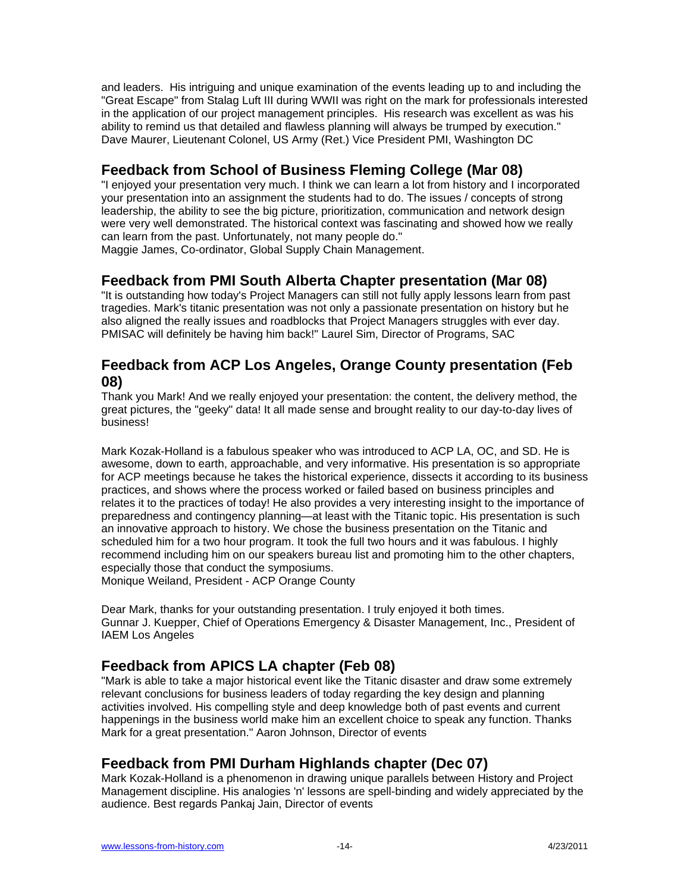and leaders. His intriguing and unique examination of the events leading up to and including the "Great Escape" from Stalag Luft III during WWII was right on the mark for professionals interested in the application of our project management principles. His research was excellent as was his ability to remind us that detailed and flawless planning will always be trumped by execution." Dave Maurer, Lieutenant Colonel, US Army (Ret.) Vice President PMI, Washington DC

## Feedback from School of Business Fleming College (Mar 08)

"I enjoyed your presentation very much. I think we can learn a lot from history and I incorporated your presentation into an assignment the students had to do. The issues / concepts of strong leadership, the ability to see the big picture, prioritization, communication and network design were very well demonstrated. The historical context was fascinating and showed how we really can learn from the past. Unfortunately, not many people do."
Maggie James, Co-ordinator, Global Supply Chain Management.

## Feedback from PMI South Alberta Chapter presentation (Mar 08)

"It is outstanding how today's Project Managers can still not fully apply lessons learn from past tragedies. Mark's titanic presentation was not only a passionate presentation on history but he also aligned the really issues and roadblocks that Project Managers struggles with ever day. PMISAC will definitely be having him back!" Laurel Sim, Director of Programs, SAC

## Feedback from ACP Los Angeles, Orange County presentation (Feb 08)

Thank you Mark! And we really enjoyed your presentation: the content, the delivery method, the great pictures, the "geeky" data! It all made sense and brought reality to our day-to-day lives of business!

Mark Kozak-Holland is a fabulous speaker who was introduced to ACP LA, OC, and SD. He is awesome, down to earth, approachable, and very informative. His presentation is so appropriate for ACP meetings because he takes the historical experience, dissects it according to its business practices, and shows where the process worked or failed based on business principles and relates it to the practices of today! He also provides a very interesting insight to the importance of preparedness and contingency planning—at least with the Titanic topic. His presentation is such an innovative approach to history. We chose the business presentation on the Titanic and scheduled him for a two hour program. It took the full two hours and it was fabulous. I highly recommend including him on our speakers bureau list and promoting him to the other chapters, especially those that conduct the symposiums.
Monique Weiland, President - ACP Orange County

Dear Mark, thanks for your outstanding presentation. I truly enjoyed it both times.
Gunnar J. Kuepper, Chief of Operations Emergency & Disaster Management, Inc., President of IAEM Los Angeles

## Feedback from APICS LA chapter (Feb 08)

"Mark is able to take a major historical event like the Titanic disaster and draw some extremely relevant conclusions for business leaders of today regarding the key design and planning activities involved. His compelling style and deep knowledge both of past events and current happenings in the business world make him an excellent choice to speak any function. Thanks Mark for a great presentation." Aaron Johnson, Director of events

## Feedback from PMI Durham Highlands chapter (Dec 07)

Mark Kozak-Holland is a phenomenon in drawing unique parallels between History and Project Management discipline. His analogies 'n' lessons are spell-binding and widely appreciated by the audience. Best regards Pankaj Jain, Director of events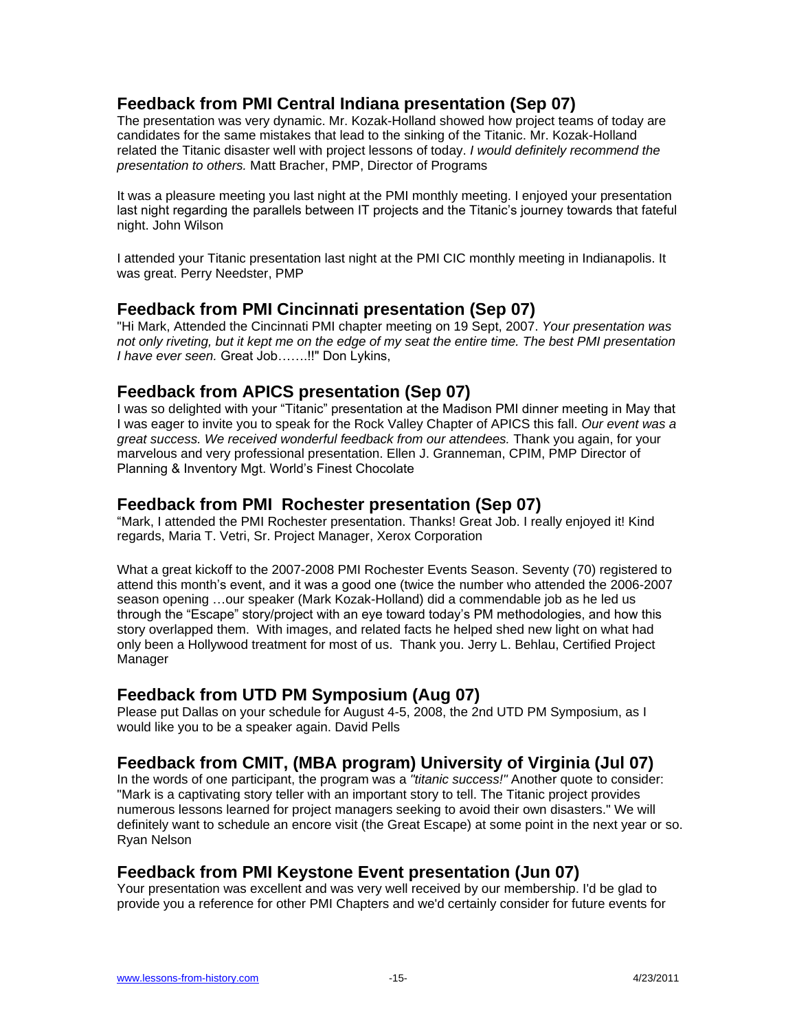## Feedback from PMI Central Indiana presentation (Sep 07)

The presentation was very dynamic. Mr. Kozak-Holland showed how project teams of today are candidates for the same mistakes that lead to the sinking of the Titanic. Mr. Kozak-Holland related the Titanic disaster well with project lessons of today. *I would definitely recommend the presentation to others.* Matt Bracher, PMP, Director of Programs

It was a pleasure meeting you last night at the PMI monthly meeting. I enjoyed your presentation last night regarding the parallels between IT projects and the Titanic's journey towards that fateful night. John Wilson

I attended your Titanic presentation last night at the PMI CIC monthly meeting in Indianapolis. It was great. Perry Needster, PMP

## Feedback from PMI Cincinnati presentation (Sep 07)

"Hi Mark, Attended the Cincinnati PMI chapter meeting on 19 Sept, 2007. *Your presentation was not only riveting, but it kept me on the edge of my seat the entire time. The best PMI presentation I have ever seen.* Great Job…….!!" Don Lykins,

## Feedback from APICS presentation (Sep 07)

I was so delighted with your "Titanic" presentation at the Madison PMI dinner meeting in May that I was eager to invite you to speak for the Rock Valley Chapter of APICS this fall. *Our event was a great success. We received wonderful feedback from our attendees.* Thank you again, for your marvelous and very professional presentation. Ellen J. Granneman, CPIM, PMP Director of Planning & Inventory Mgt. World's Finest Chocolate

## Feedback from PMI Rochester presentation (Sep 07)

"Mark, I attended the PMI Rochester presentation. Thanks! Great Job. I really enjoyed it! Kind regards, Maria T. Vetri, Sr. Project Manager, Xerox Corporation

What a great kickoff to the 2007-2008 PMI Rochester Events Season. Seventy (70) registered to attend this month's event, and it was a good one (twice the number who attended the 2006-2007 season opening …our speaker (Mark Kozak-Holland) did a commendable job as he led us through the "Escape" story/project with an eye toward today's PM methodologies, and how this story overlapped them. With images, and related facts he helped shed new light on what had only been a Hollywood treatment for most of us. Thank you. Jerry L. Behlau, Certified Project Manager

## Feedback from UTD PM Symposium (Aug 07)

Please put Dallas on your schedule for August 4-5, 2008, the 2nd UTD PM Symposium, as I would like you to be a speaker again. David Pells

## Feedback from CMIT, (MBA program) University of Virginia (Jul 07)

In the words of one participant, the program was a *"titanic success!"* Another quote to consider: "Mark is a captivating story teller with an important story to tell. The Titanic project provides numerous lessons learned for project managers seeking to avoid their own disasters." We will definitely want to schedule an encore visit (the Great Escape) at some point in the next year or so. Ryan Nelson

## Feedback from PMI Keystone Event presentation (Jun 07)

Your presentation was excellent and was very well received by our membership. I'd be glad to provide you a reference for other PMI Chapters and we'd certainly consider for future events for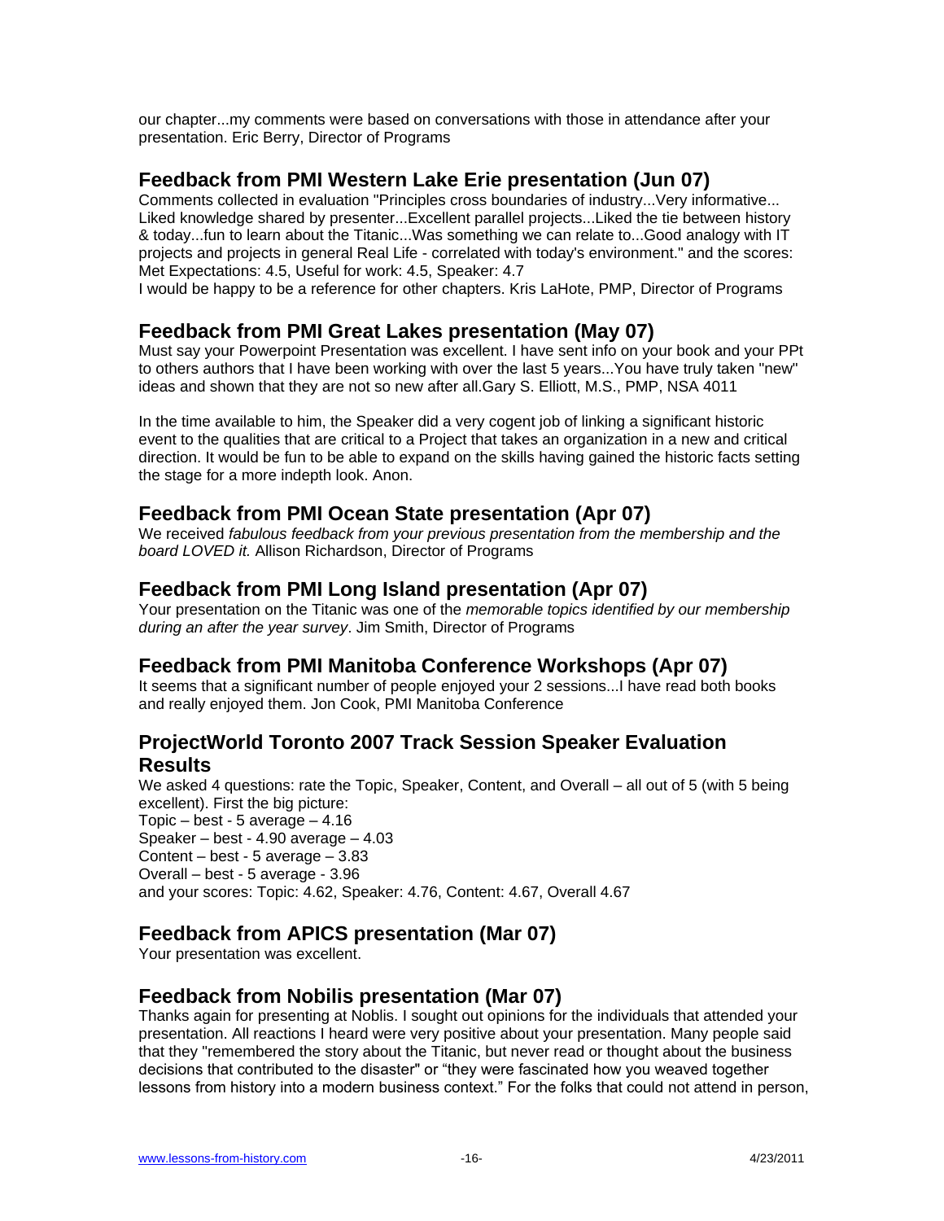our chapter...my comments were based on conversations with those in attendance after your presentation. Eric Berry, Director of Programs

## Feedback from PMI Western Lake Erie presentation (Jun 07)

Comments collected in evaluation "Principles cross boundaries of industry...Very informative... Liked knowledge shared by presenter...Excellent parallel projects...Liked the tie between history & today...fun to learn about the Titanic...Was something we can relate to...Good analogy with IT projects and projects in general Real Life - correlated with today's environment." and the scores: Met Expectations: 4.5, Useful for work: 4.5, Speaker: 4.7
I would be happy to be a reference for other chapters. Kris LaHote, PMP, Director of Programs

## Feedback from PMI Great Lakes presentation (May 07)

Must say your Powerpoint Presentation was excellent. I have sent info on your book and your PPt to others authors that I have been working with over the last 5 years...You have truly taken "new" ideas and shown that they are not so new after all.Gary S. Elliott, M.S., PMP, NSA 4011

In the time available to him, the Speaker did a very cogent job of linking a significant historic event to the qualities that are critical to a Project that takes an organization in a new and critical direction. It would be fun to be able to expand on the skills having gained the historic facts setting the stage for a more indepth look. Anon.

## Feedback from PMI Ocean State presentation (Apr 07)

We received *fabulous feedback from your previous presentation from the membership and the board LOVED it.* Allison Richardson, Director of Programs

## Feedback from PMI Long Island presentation (Apr 07)

Your presentation on the Titanic was one of the *memorable topics identified by our membership during an after the year survey*. Jim Smith, Director of Programs

## Feedback from PMI Manitoba Conference Workshops (Apr 07)

It seems that a significant number of people enjoyed your 2 sessions...I have read both books and really enjoyed them. Jon Cook, PMI Manitoba Conference

## ProjectWorld Toronto 2007 Track Session Speaker Evaluation Results

We asked 4 questions: rate the Topic, Speaker, Content, and Overall – all out of 5 (with 5 being excellent). First the big picture:
Topic – best - 5 average – 4.16
Speaker – best - 4.90 average – 4.03
Content – best - 5 average – 3.83
Overall – best - 5 average - 3.96
and your scores: Topic: 4.62, Speaker: 4.76, Content: 4.67, Overall 4.67

## Feedback from APICS presentation (Mar 07)

Your presentation was excellent.

## Feedback from Nobilis presentation (Mar 07)

Thanks again for presenting at Noblis. I sought out opinions for the individuals that attended your presentation. All reactions I heard were very positive about your presentation. Many people said that they "remembered the story about the Titanic, but never read or thought about the business decisions that contributed to the disaster" or "they were fascinated how you weaved together lessons from history into a modern business context." For the folks that could not attend in person,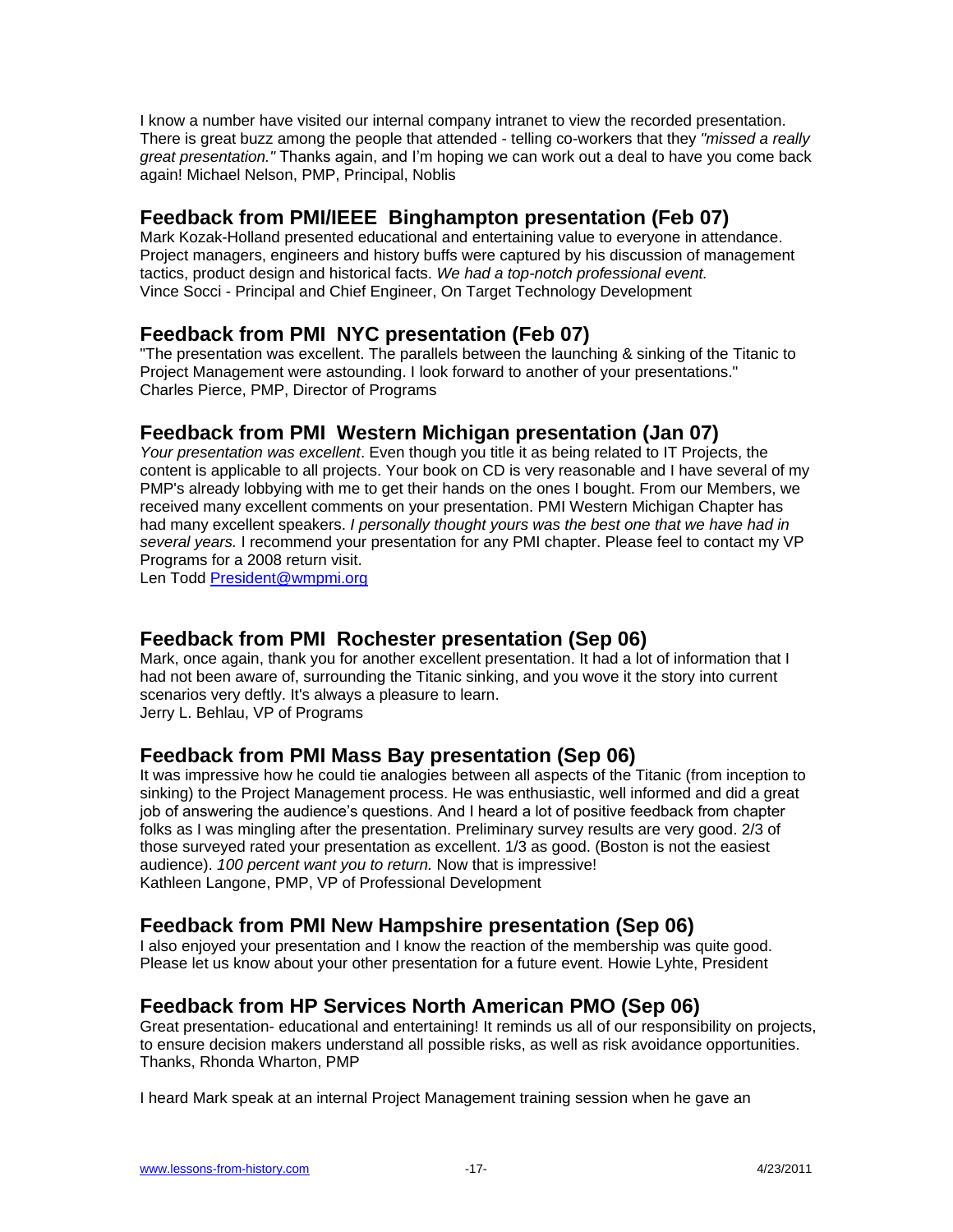I know a number have visited our internal company intranet to view the recorded presentation. There is great buzz among the people that attended - telling co-workers that they *"missed a really great presentation."* Thanks again, and I'm hoping we can work out a deal to have you come back again! Michael Nelson, PMP, Principal, Noblis

## Feedback from PMI/IEEE Binghampton presentation (Feb 07)

Mark Kozak-Holland presented educational and entertaining value to everyone in attendance. Project managers, engineers and history buffs were captured by his discussion of management tactics, product design and historical facts. *We had a top-notch professional event.*
Vince Socci - Principal and Chief Engineer, On Target Technology Development

## Feedback from PMI NYC presentation (Feb 07)

"The presentation was excellent. The parallels between the launching & sinking of the Titanic to Project Management were astounding. I look forward to another of your presentations."
Charles Pierce, PMP, Director of Programs

## Feedback from PMI Western Michigan presentation (Jan 07)

*Your presentation was excellent*. Even though you title it as being related to IT Projects, the content is applicable to all projects. Your book on CD is very reasonable and I have several of my PMP's already lobbying with me to get their hands on the ones I bought. From our Members, we received many excellent comments on your presentation. PMI Western Michigan Chapter has had many excellent speakers. *I personally thought yours was the best one that we have had in several years.* I recommend your presentation for any PMI chapter. Please feel to contact my VP Programs for a 2008 return visit.
Len Todd [President@wmpmi.org](mailto:President@wmpmi.org)

## Feedback from PMI Rochester presentation (Sep 06)

Mark, once again, thank you for another excellent presentation. It had a lot of information that I had not been aware of, surrounding the Titanic sinking, and you wove it the story into current scenarios very deftly. It's always a pleasure to learn.
Jerry L. Behlau, VP of Programs

## Feedback from PMI Mass Bay presentation (Sep 06)

It was impressive how he could tie analogies between all aspects of the Titanic (from inception to sinking) to the Project Management process. He was enthusiastic, well informed and did a great job of answering the audience's questions. And I heard a lot of positive feedback from chapter folks as I was mingling after the presentation. Preliminary survey results are very good. 2/3 of those surveyed rated your presentation as excellent. 1/3 as good. (Boston is not the easiest audience). *100 percent want you to return.* Now that is impressive!
Kathleen Langone, PMP, VP of Professional Development

## Feedback from PMI New Hampshire presentation (Sep 06)

I also enjoyed your presentation and I know the reaction of the membership was quite good. Please let us know about your other presentation for a future event. Howie Lyhte, President

## Feedback from HP Services North American PMO (Sep 06)

Great presentation- educational and entertaining! It reminds us all of our responsibility on projects, to ensure decision makers understand all possible risks, as well as risk avoidance opportunities. Thanks, Rhonda Wharton, PMP

I heard Mark speak at an internal Project Management training session when he gave an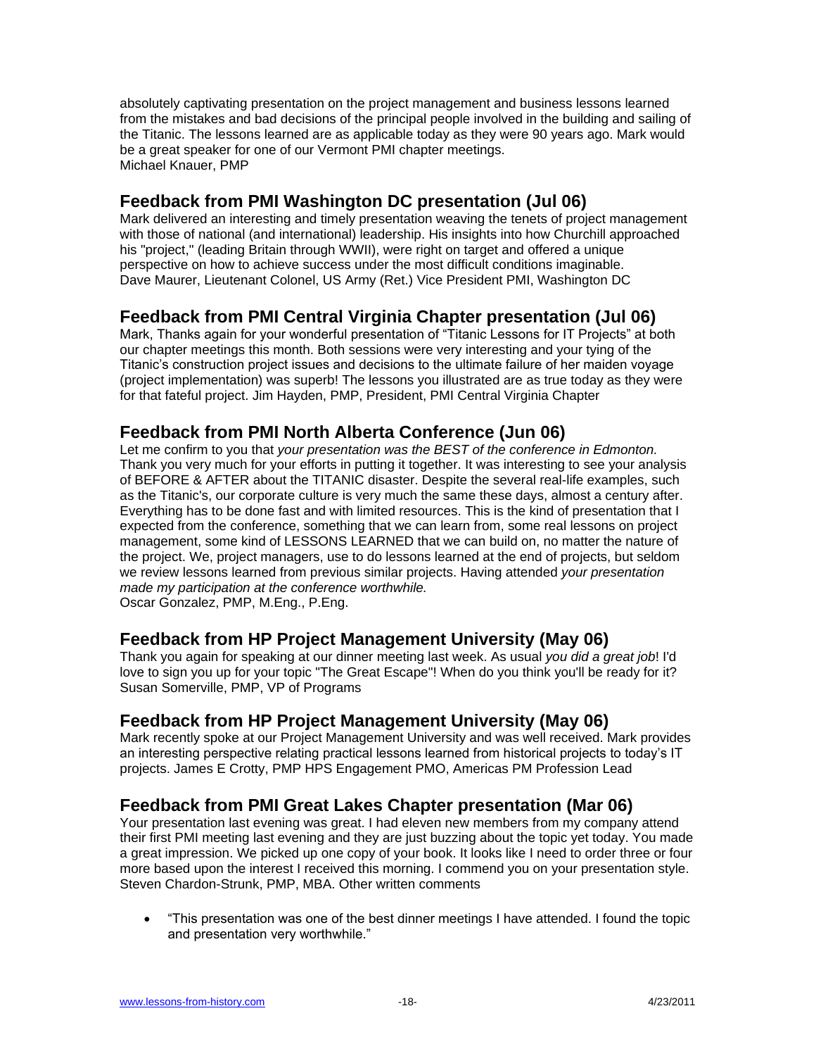absolutely captivating presentation on the project management and business lessons learned from the mistakes and bad decisions of the principal people involved in the building and sailing of the Titanic. The lessons learned are as applicable today as they were 90 years ago. Mark would be a great speaker for one of our Vermont PMI chapter meetings.
Michael Knauer, PMP

## Feedback from PMI Washington DC presentation (Jul 06)

Mark delivered an interesting and timely presentation weaving the tenets of project management with those of national (and international) leadership. His insights into how Churchill approached his "project," (leading Britain through WWII), were right on target and offered a unique perspective on how to achieve success under the most difficult conditions imaginable.
Dave Maurer, Lieutenant Colonel, US Army (Ret.) Vice President PMI, Washington DC

## Feedback from PMI Central Virginia Chapter presentation (Jul 06)

Mark, Thanks again for your wonderful presentation of "Titanic Lessons for IT Projects" at both our chapter meetings this month. Both sessions were very interesting and your tying of the Titanic's construction project issues and decisions to the ultimate failure of her maiden voyage (project implementation) was superb! The lessons you illustrated are as true today as they were for that fateful project. Jim Hayden, PMP, President, PMI Central Virginia Chapter

## Feedback from PMI North Alberta Conference (Jun 06)

Let me confirm to you that *your presentation was the BEST of the conference in Edmonton.* Thank you very much for your efforts in putting it together. It was interesting to see your analysis of BEFORE & AFTER about the TITANIC disaster. Despite the several real-life examples, such as the Titanic's, our corporate culture is very much the same these days, almost a century after. Everything has to be done fast and with limited resources. This is the kind of presentation that I expected from the conference, something that we can learn from, some real lessons on project management, some kind of LESSONS LEARNED that we can build on, no matter the nature of the project. We, project managers, use to do lessons learned at the end of projects, but seldom we review lessons learned from previous similar projects. Having attended *your presentation made my participation at the conference worthwhile.*
Oscar Gonzalez, PMP, M.Eng., P.Eng.

## Feedback from HP Project Management University (May 06)

Thank you again for speaking at our dinner meeting last week. As usual *you did a great job*! I'd love to sign you up for your topic "The Great Escape"! When do you think you'll be ready for it?
Susan Somerville, PMP, VP of Programs

## Feedback from HP Project Management University (May 06)

Mark recently spoke at our Project Management University and was well received. Mark provides an interesting perspective relating practical lessons learned from historical projects to today's IT projects. James E Crotty, PMP HPS Engagement PMO, Americas PM Profession Lead

## Feedback from PMI Great Lakes Chapter presentation (Mar 06)

Your presentation last evening was great. I had eleven new members from my company attend their first PMI meeting last evening and they are just buzzing about the topic yet today. You made a great impression. We picked up one copy of your book. It looks like I need to order three or four more based upon the interest I received this morning. I commend you on your presentation style. Steven Chardon-Strunk, PMP, MBA. Other written comments

- "This presentation was one of the best dinner meetings I have attended. I found the topic and presentation very worthwhile."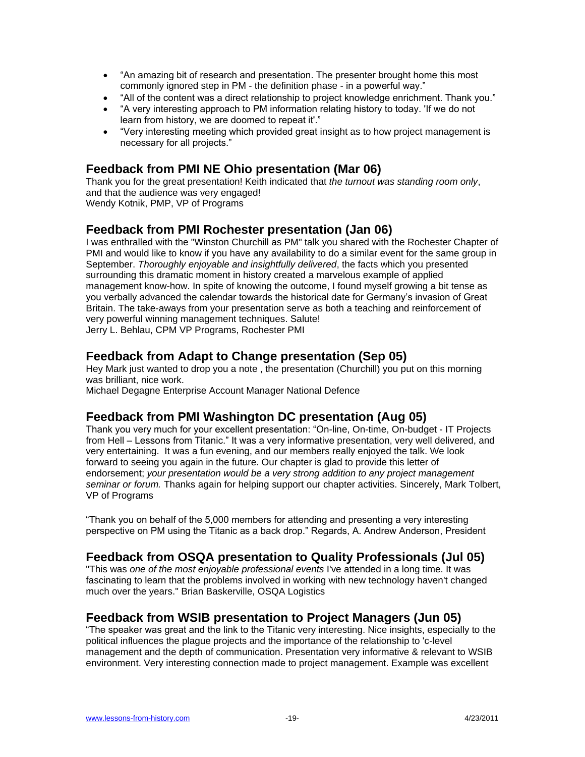- "An amazing bit of research and presentation. The presenter brought home this most commonly ignored step in PM - the definition phase - in a powerful way."
- "All of the content was a direct relationship to project knowledge enrichment. Thank you."
- "A very interesting approach to PM information relating history to today. 'If we do not learn from history, we are doomed to repeat it'."
- "Very interesting meeting which provided great insight as to how project management is necessary for all projects."

## Feedback from PMI NE Ohio presentation (Mar 06)

Thank you for the great presentation! Keith indicated that *the turnout was standing room only*, and that the audience was very engaged!
Wendy Kotnik, PMP, VP of Programs

## Feedback from PMI Rochester presentation (Jan 06)

I was enthralled with the "Winston Churchill as PM" talk you shared with the Rochester Chapter of PMI and would like to know if you have any availability to do a similar event for the same group in September. *Thoroughly enjoyable and insightfully delivered*, the facts which you presented surrounding this dramatic moment in history created a marvelous example of applied management know-how. In spite of knowing the outcome, I found myself growing a bit tense as you verbally advanced the calendar towards the historical date for Germany's invasion of Great Britain. The take-aways from your presentation serve as both a teaching and reinforcement of very powerful winning management techniques. Salute!
Jerry L. Behlau, CPM VP Programs, Rochester PMI

## Feedback from Adapt to Change presentation (Sep 05)

Hey Mark just wanted to drop you a note , the presentation (Churchill) you put on this morning was brilliant, nice work.
Michael Degagne Enterprise Account Manager National Defence

## Feedback from PMI Washington DC presentation (Aug 05)

Thank you very much for your excellent presentation: "On-line, On-time, On-budget - IT Projects from Hell – Lessons from Titanic." It was a very informative presentation, very well delivered, and very entertaining. It was a fun evening, and our members really enjoyed the talk. We look forward to seeing you again in the future. Our chapter is glad to provide this letter of endorsement; *your presentation would be a very strong addition to any project management seminar or forum.* Thanks again for helping support our chapter activities. Sincerely, Mark Tolbert, VP of Programs

"Thank you on behalf of the 5,000 members for attending and presenting a very interesting perspective on PM using the Titanic as a back drop." Regards, A. Andrew Anderson, President

## Feedback from OSQA presentation to Quality Professionals (Jul 05)

"This was *one of the most enjoyable professional events* I've attended in a long time. It was fascinating to learn that the problems involved in working with new technology haven't changed much over the years." Brian Baskerville, OSQA Logistics

## Feedback from WSIB presentation to Project Managers (Jun 05)

"The speaker was great and the link to the Titanic very interesting. Nice insights, especially to the political influences the plague projects and the importance of the relationship to 'c-level management and the depth of communication. Presentation very informative & relevant to WSIB environment. Very interesting connection made to project management. Example was excellent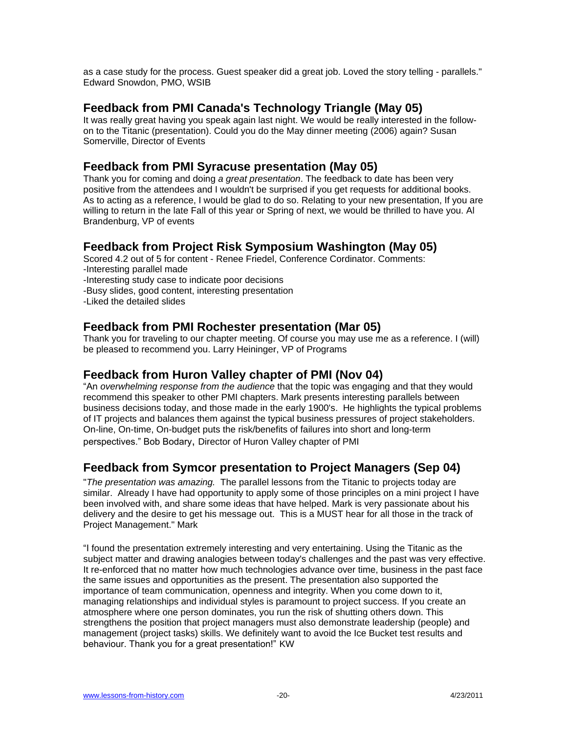as a case study for the process. Guest speaker did a great job. Loved the story telling - parallels." Edward Snowdon, PMO, WSIB

## Feedback from PMI Canada's Technology Triangle (May 05)

It was really great having you speak again last night. We would be really interested in the follow-on to the Titanic (presentation). Could you do the May dinner meeting (2006) again? Susan Somerville, Director of Events

## Feedback from PMI Syracuse presentation (May 05)

Thank you for coming and doing *a great presentation*. The feedback to date has been very positive from the attendees and I wouldn't be surprised if you get requests for additional books. As to acting as a reference, I would be glad to do so. Relating to your new presentation, If you are willing to return in the late Fall of this year or Spring of next, we would be thrilled to have you. Al Brandenburg, VP of events

## Feedback from Project Risk Symposium Washington (May 05)

Scored 4.2 out of 5 for content - Renee Friedel, Conference Cordinator. Comments:

-Interesting parallel made

-Interesting study case to indicate poor decisions

-Busy slides, good content, interesting presentation

-Liked the detailed slides

## Feedback from PMI Rochester presentation (Mar 05)

Thank you for traveling to our chapter meeting. Of course you may use me as a reference. I (will) be pleased to recommend you. Larry Heininger, VP of Programs

## Feedback from Huron Valley chapter of PMI (Nov 04)

"An *overwhelming response from the audience* that the topic was engaging and that they would recommend this speaker to other PMI chapters. Mark presents interesting parallels between business decisions today, and those made in the early 1900's. He highlights the typical problems of IT projects and balances them against the typical business pressures of project stakeholders. On-line, On-time, On-budget puts the risk/benefits of failures into short and long-term perspectives." Bob Bodary, Director of Huron Valley chapter of PMI

## Feedback from Symcor presentation to Project Managers (Sep 04)

"*The presentation was amazing.* The parallel lessons from the Titanic to projects today are similar. Already I have had opportunity to apply some of those principles on a mini project I have been involved with, and share some ideas that have helped. Mark is very passionate about his delivery and the desire to get his message out. This is a MUST hear for all those in the track of Project Management." Mark

"I found the presentation extremely interesting and very entertaining. Using the Titanic as the subject matter and drawing analogies between today's challenges and the past was very effective. It re-enforced that no matter how much technologies advance over time, business in the past face the same issues and opportunities as the present. The presentation also supported the importance of team communication, openness and integrity. When you come down to it, managing relationships and individual styles is paramount to project success. If you create an atmosphere where one person dominates, you run the risk of shutting others down. This strengthens the position that project managers must also demonstrate leadership (people) and management (project tasks) skills. We definitely want to avoid the Ice Bucket test results and behaviour. Thank you for a great presentation!" KW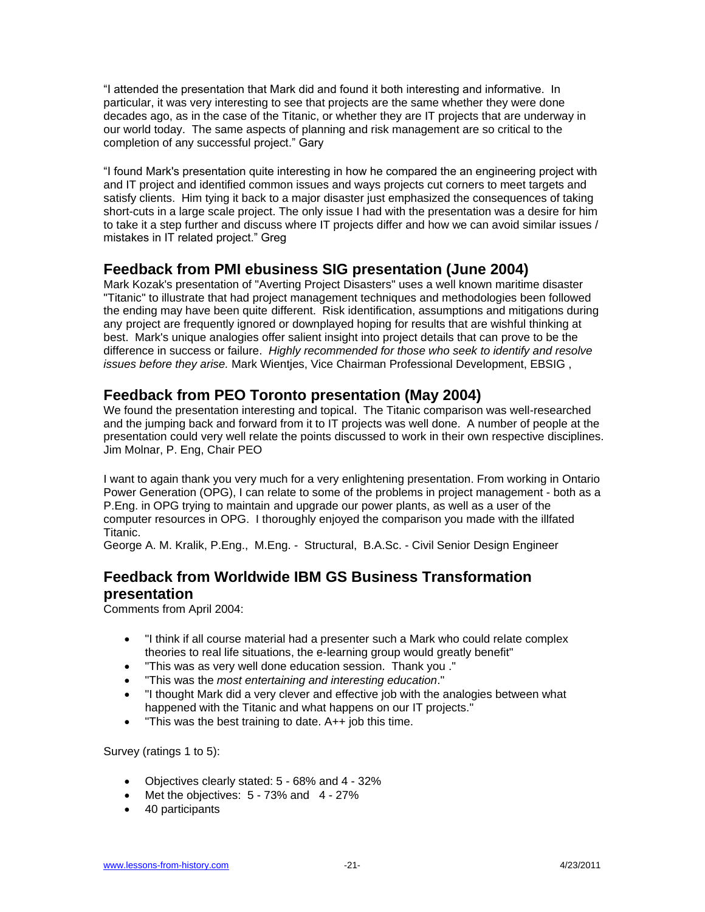"I attended the presentation that Mark did and found it both interesting and informative. In particular, it was very interesting to see that projects are the same whether they were done decades ago, as in the case of the Titanic, or whether they are IT projects that are underway in our world today. The same aspects of planning and risk management are so critical to the completion of any successful project." Gary

"I found Mark's presentation quite interesting in how he compared the an engineering project with and IT project and identified common issues and ways projects cut corners to meet targets and satisfy clients. Him tying it back to a major disaster just emphasized the consequences of taking short-cuts in a large scale project. The only issue I had with the presentation was a desire for him to take it a step further and discuss where IT projects differ and how we can avoid similar issues / mistakes in IT related project." Greg

## Feedback from PMI ebusiness SIG presentation (June 2004)

Mark Kozak's presentation of "Averting Project Disasters" uses a well known maritime disaster "Titanic" to illustrate that had project management techniques and methodologies been followed the ending may have been quite different. Risk identification, assumptions and mitigations during any project are frequently ignored or downplayed hoping for results that are wishful thinking at best. Mark's unique analogies offer salient insight into project details that can prove to be the difference in success or failure. *Highly recommended for those who seek to identify and resolve issues before they arise.* Mark Wientjes, Vice Chairman Professional Development, EBSIG ,

## Feedback from PEO Toronto presentation (May 2004)

We found the presentation interesting and topical. The Titanic comparison was well-researched and the jumping back and forward from it to IT projects was well done. A number of people at the presentation could very well relate the points discussed to work in their own respective disciplines. Jim Molnar, P. Eng, Chair PEO

I want to again thank you very much for a very enlightening presentation. From working in Ontario Power Generation (OPG), I can relate to some of the problems in project management - both as a P.Eng. in OPG trying to maintain and upgrade our power plants, as well as a user of the computer resources in OPG. I thoroughly enjoyed the comparison you made with the illfated Titanic.
George A. M. Kralik, P.Eng., M.Eng. - Structural, B.A.Sc. - Civil Senior Design Engineer

## Feedback from Worldwide IBM GS Business Transformation presentation

Comments from April 2004:

- "I think if all course material had a presenter such a Mark who could relate complex theories to real life situations, the e-learning group would greatly benefit"
- "This was as very well done education session. Thank you ."
- "This was the *most entertaining and interesting education*."
- "I thought Mark did a very clever and effective job with the analogies between what happened with the Titanic and what happens on our IT projects."
- "This was the best training to date. A++ job this time.

Survey (ratings 1 to 5):

- Objectives clearly stated: 5 - 68% and 4 - 32%
- Met the objectives: 5 - 73% and 4 - 27%
- 40 participants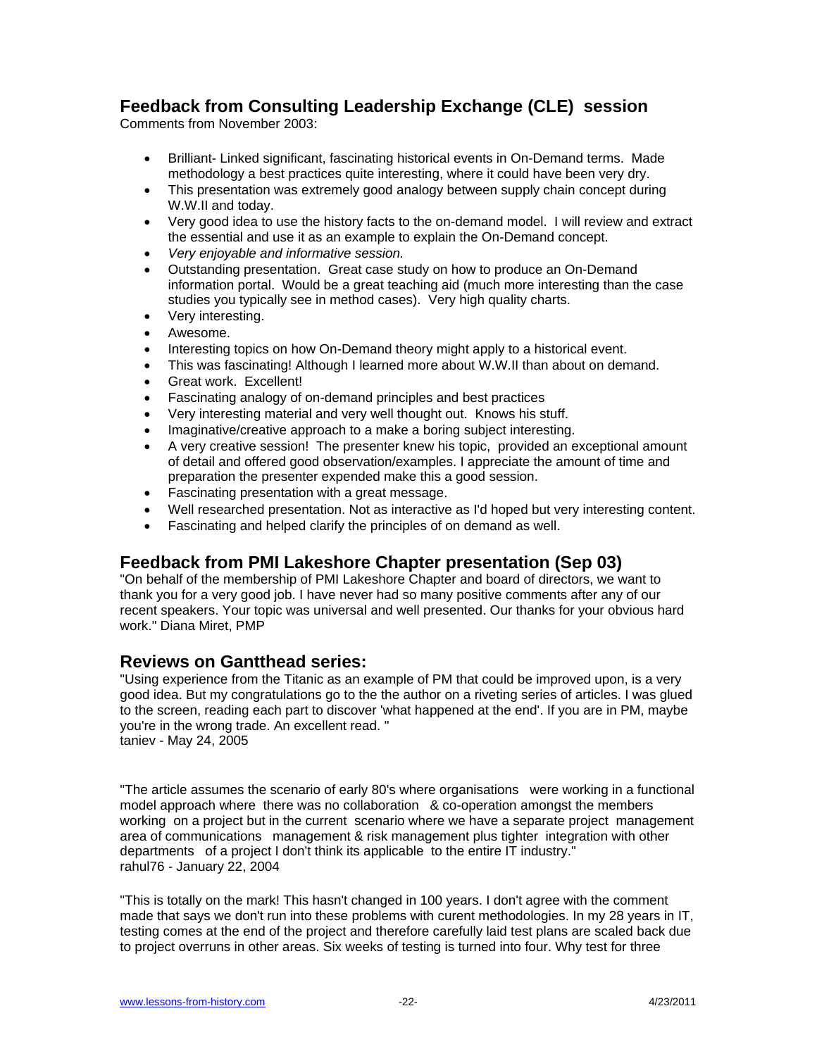## Feedback from Consulting Leadership Exchange (CLE) session

Comments from November 2003:

- Brilliant- Linked significant, fascinating historical events in On-Demand terms. Made methodology a best practices quite interesting, where it could have been very dry.
- This presentation was extremely good analogy between supply chain concept during W.W.II and today.
- Very good idea to use the history facts to the on-demand model. I will review and extract the essential and use it as an example to explain the On-Demand concept.
- *Very enjoyable and informative session.*
- Outstanding presentation. Great case study on how to produce an On-Demand information portal. Would be a great teaching aid (much more interesting than the case studies you typically see in method cases). Very high quality charts.
- Very interesting.
- Awesome.
- Interesting topics on how On-Demand theory might apply to a historical event.
- This was fascinating! Although I learned more about W.W.II than about on demand.
- Great work. Excellent!
- Fascinating analogy of on-demand principles and best practices
- Very interesting material and very well thought out. Knows his stuff.
- Imaginative/creative approach to a make a boring subject interesting.
- A very creative session! The presenter knew his topic, provided an exceptional amount of detail and offered good observation/examples. I appreciate the amount of time and preparation the presenter expended make this a good session.
- Fascinating presentation with a great message.
- Well researched presentation. Not as interactive as I'd hoped but very interesting content.
- Fascinating and helped clarify the principles of on demand as well.

## Feedback from PMI Lakeshore Chapter presentation (Sep 03)

"On behalf of the membership of PMI Lakeshore Chapter and board of directors, we want to thank you for a very good job. I have never had so many positive comments after any of our recent speakers. Your topic was universal and well presented. Our thanks for your obvious hard work." Diana Miret, PMP

## Reviews on Gantthead series:

"Using experience from the Titanic as an example of PM that could be improved upon, is a very good idea. But my congratulations go to the the author on a riveting series of articles. I was glued to the screen, reading each part to discover 'what happened at the end'. If you are in PM, maybe you're in the wrong trade. An excellent read. "
taniev - May 24, 2005

"The article assumes the scenario of early 80's where organisations were working in a functional model approach where there was no collaboration & co-operation amongst the members working on a project but in the current scenario where we have a separate project management area of communications management & risk management plus tighter integration with other departments of a project I don't think its applicable to the entire IT industry."
rahul76 - January 22, 2004

"This is totally on the mark! This hasn't changed in 100 years. I don't agree with the comment made that says we don't run into these problems with curent methodologies. In my 28 years in IT, testing comes at the end of the project and therefore carefully laid test plans are scaled back due to project overruns in other areas. Six weeks of testing is turned into four. Why test for three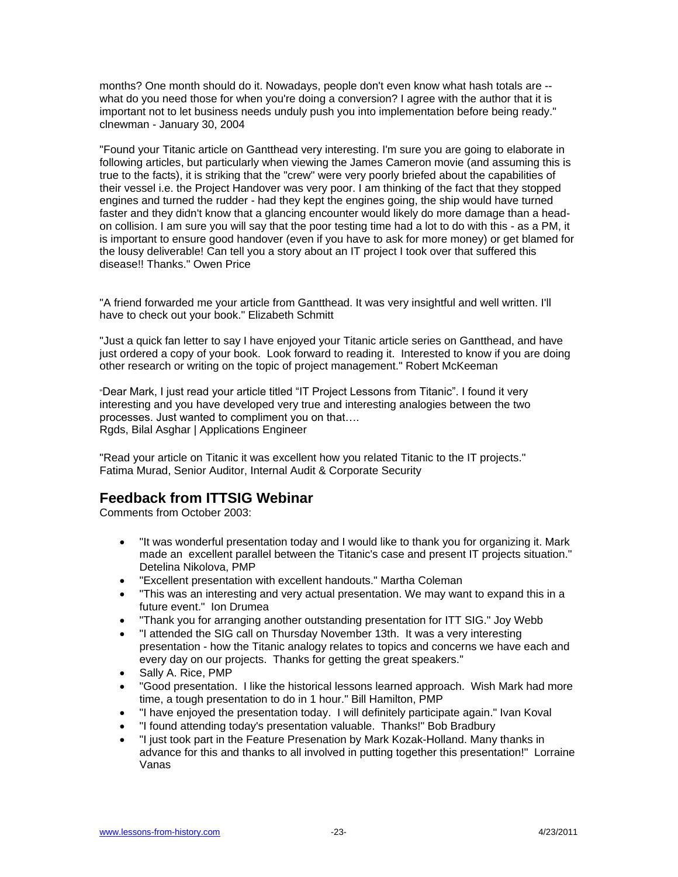months? One month should do it. Nowadays, people don't even know what hash totals are -- what do you need those for when you're doing a conversion? I agree with the author that it is important not to let business needs unduly push you into implementation before being ready." clnewman - January 30, 2004

"Found your Titanic article on Gantthead very interesting. I'm sure you are going to elaborate in following articles, but particularly when viewing the James Cameron movie (and assuming this is true to the facts), it is striking that the "crew" were very poorly briefed about the capabilities of their vessel i.e. the Project Handover was very poor. I am thinking of the fact that they stopped engines and turned the rudder - had they kept the engines going, the ship would have turned faster and they didn't know that a glancing encounter would likely do more damage than a head-on collision. I am sure you will say that the poor testing time had a lot to do with this - as a PM, it is important to ensure good handover (even if you have to ask for more money) or get blamed for the lousy deliverable! Can tell you a story about an IT project I took over that suffered this disease!! Thanks." Owen Price

"A friend forwarded me your article from Gantthead. It was very insightful and well written. I'll have to check out your book." Elizabeth Schmitt

"Just a quick fan letter to say I have enjoyed your Titanic article series on Gantthead, and have just ordered a copy of your book. Look forward to reading it. Interested to know if you are doing other research or writing on the topic of project management." Robert McKeeman

"Dear Mark, I just read your article titled "IT Project Lessons from Titanic". I found it very interesting and you have developed very true and interesting analogies between the two processes. Just wanted to compliment you on that….
Rgds, Bilal Asghar | Applications Engineer

"Read your article on Titanic it was excellent how you related Titanic to the IT projects." Fatima Murad, Senior Auditor, Internal Audit & Corporate Security

## Feedback from ITTSIG Webinar

Comments from October 2003:

- "It was wonderful presentation today and I would like to thank you for organizing it. Mark made an excellent parallel between the Titanic's case and present IT projects situation." Detelina Nikolova, PMP
- "Excellent presentation with excellent handouts." Martha Coleman
- "This was an interesting and very actual presentation. We may want to expand this in a future event." Ion Drumea
- "Thank you for arranging another outstanding presentation for ITT SIG." Joy Webb
- "I attended the SIG call on Thursday November 13th. It was a very interesting presentation - how the Titanic analogy relates to topics and concerns we have each and every day on our projects. Thanks for getting the great speakers."
- Sally A. Rice, PMP
- "Good presentation. I like the historical lessons learned approach. Wish Mark had more time, a tough presentation to do in 1 hour." Bill Hamilton, PMP
- "I have enjoyed the presentation today. I will definitely participate again." Ivan Koval
- "I found attending today's presentation valuable. Thanks!" Bob Bradbury
- "I just took part in the Feature Presenation by Mark Kozak-Holland. Many thanks in advance for this and thanks to all involved in putting together this presentation!" Lorraine Vanas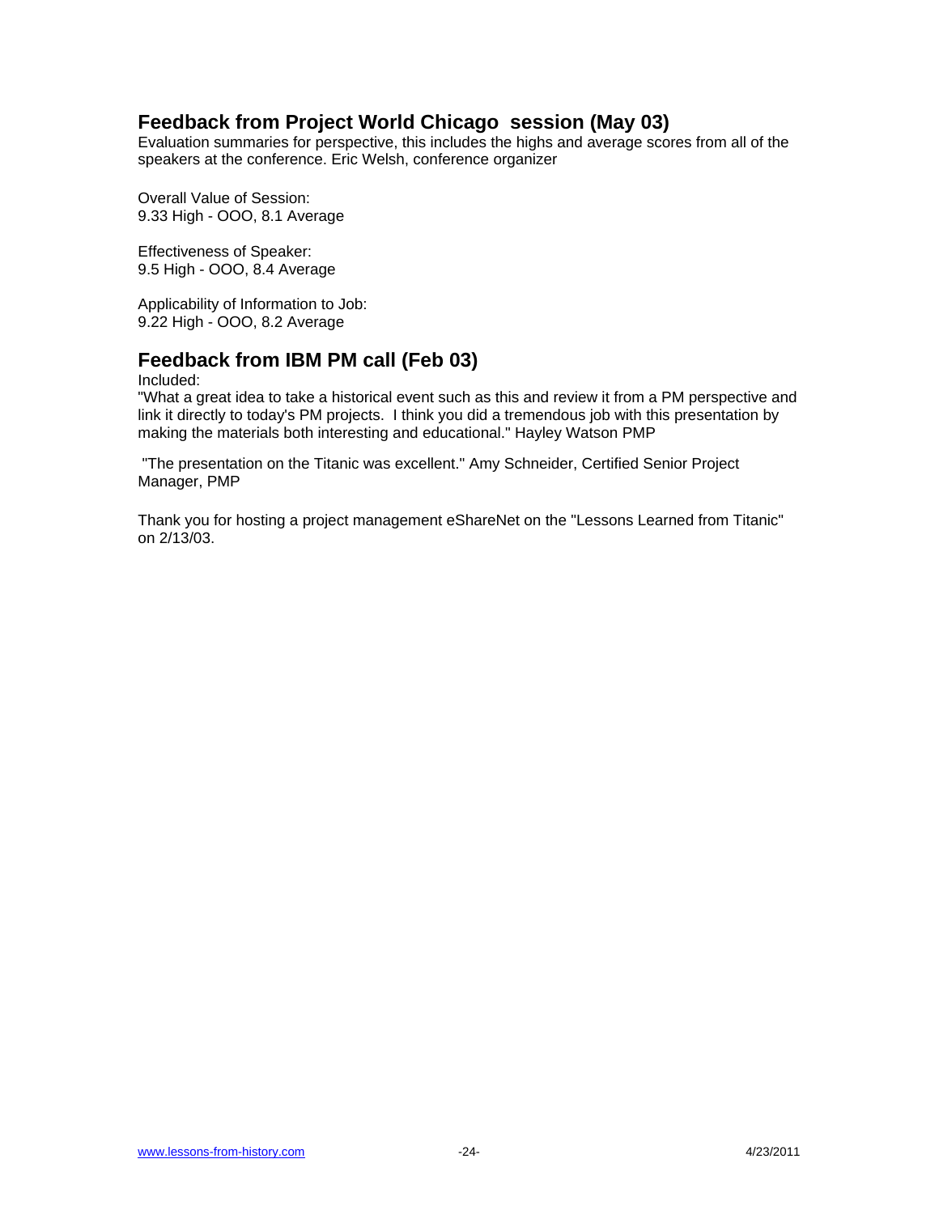## Feedback from Project World Chicago session (May 03)

Evaluation summaries for perspective, this includes the highs and average scores from all of the speakers at the conference. Eric Welsh, conference organizer

Overall Value of Session:
9.33 High - OOO, 8.1 Average

Effectiveness of Speaker:
9.5 High - OOO, 8.4 Average

Applicability of Information to Job:
9.22 High - OOO, 8.2 Average

## Feedback from IBM PM call (Feb 03)

Included:

"What a great idea to take a historical event such as this and review it from a PM perspective and link it directly to today's PM projects. I think you did a tremendous job with this presentation by making the materials both interesting and educational." Hayley Watson PMP

"The presentation on the Titanic was excellent." Amy Schneider, Certified Senior Project Manager, PMP

Thank you for hosting a project management eShareNet on the "Lessons Learned from Titanic" on 2/13/03.